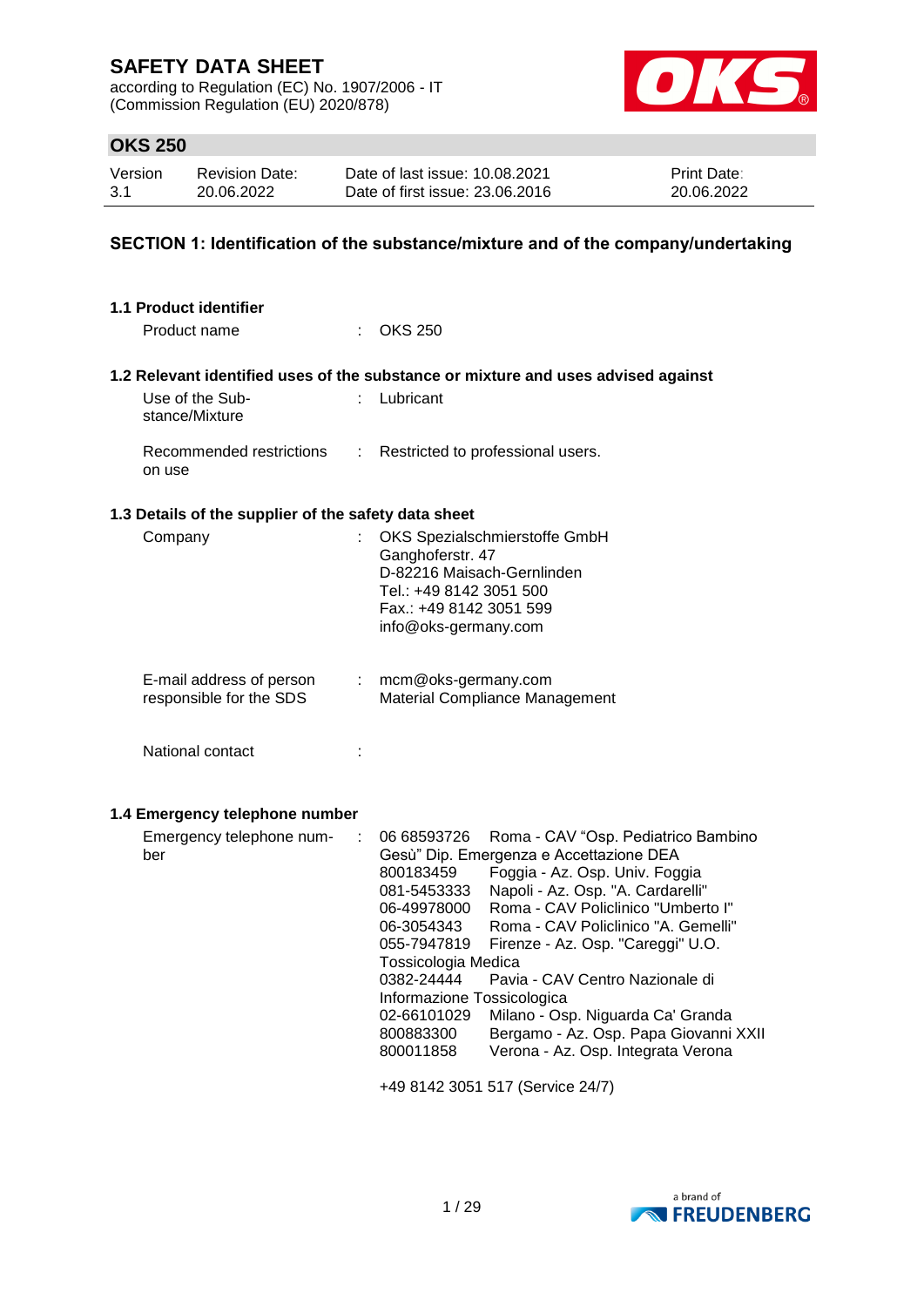# SAFETY DATA SHEET

according to Regulation (EC) No. 1907/2006 - IT
(Commission Regulation (EU) 2020/878)

## OKS 250

| Version | Revision Date: | Date of last issue: 10.08.2021 | Print Date: |
|---|---|---|---|
| 3.1 | 20.06.2022 | Date of first issue: 23.06.2016 | 20.06.2022 |

## SECTION 1: Identification of the substance/mixture and of the company/undertaking

### 1.1 Product identifier

Product name : OKS 250

### 1.2 Relevant identified uses of the substance or mixture and uses advised against

Use of the Substance/Mixture : Lubricant

Recommended restrictions on use : Restricted to professional users.

### 1.3 Details of the supplier of the safety data sheet

Company : OKS Spezialschmierstoffe GmbH
Ganghoferstr. 47
D-82216 Maisach-Gernlinden
Tel.: +49 8142 3051 500
Fax.: +49 8142 3051 599
info@oks-germany.com

E-mail address of person responsible for the SDS : mcm@oks-germany.com
Material Compliance Management

National contact :

### 1.4 Emergency telephone number

Emergency telephone number :

06 68593726 Roma - CAV “Osp. Pediatrico Bambino Gesù” Dip. Emergenza e Accettazione DEA
800183459 Foggia - Az. Osp. Univ. Foggia
081-5453333 Napoli - Az. Osp. "A. Cardarelli"
06-49978000 Roma - CAV Policlinico "Umberto I"
06-3054343 Roma - CAV Policlinico "A. Gemelli"
055-7947819 Firenze - Az. Osp. "Careggi" U.O. Tossicologia Medica
0382-24444 Pavia - CAV Centro Nazionale di Informazione Tossicologica
02-66101029 Milano - Osp. Niguarda Ca' Granda
800883300 Bergamo - Az. Osp. Papa Giovanni XXII
800011858 Verona - Az. Osp. Integrata Verona

+49 8142 3051 517 (Service 24/7)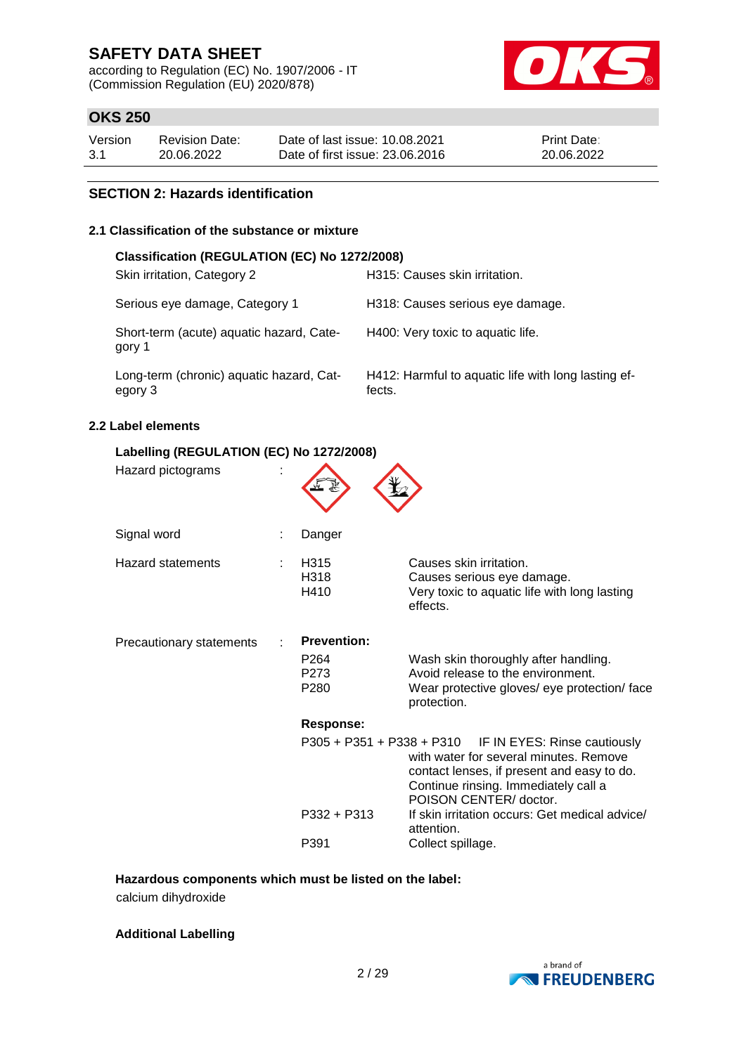## SECTION 2: Hazards identification

### 2.1 Classification of the substance or mixture

**Classification (REGULATION (EC) No 1272/2008)**

| | |
|---|---|
| Skin irritation, Category 2 | H315: Causes skin irritation. |
| Serious eye damage, Category 1 | H318: Causes serious eye damage. |
| Short-term (acute) aquatic hazard, Category 1 | H400: Very toxic to aquatic life. |
| Long-term (chronic) aquatic hazard, Category 3 | H412: Harmful to aquatic life with long lasting effects. |

### 2.2 Label elements

**Labelling (REGULATION (EC) No 1272/2008)**

Hazard pictograms :

Signal word : Danger

Hazard statements :

| | |
|---|---|
| H315 | Causes skin irritation. |
| H318 | Causes serious eye damage. |
| H410 | Very toxic to aquatic life with long lasting effects. |

Precautionary statements :

**Prevention:**

| | |
|---|---|
| P264 | Wash skin thoroughly after handling. |
| P273 | Avoid release to the environment. |
| P280 | Wear protective gloves/ eye protection/ face protection. |

**Response:**

| | |
|---|---|
| P305 + P351 + P338 + P310 | IF IN EYES: Rinse cautiously with water for several minutes. Remove contact lenses, if present and easy to do. Continue rinsing. Immediately call a POISON CENTER/ doctor. |
| P332 + P313 | If skin irritation occurs: Get medical advice/ attention. |
| P391 | Collect spillage. |

**Hazardous components which must be listed on the label:**

calcium dihydroxide

**Additional Labelling**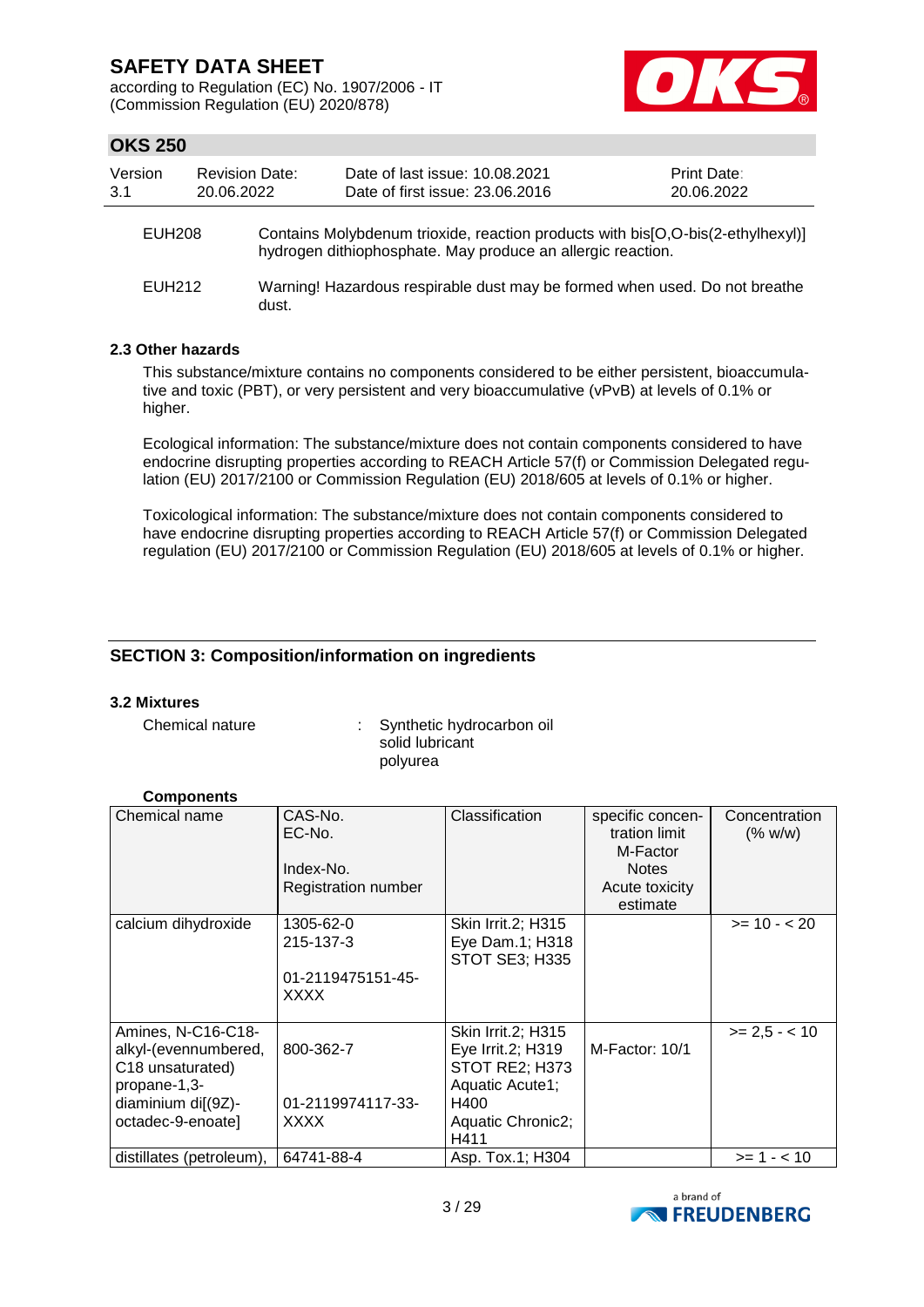| | |
|---|---|
| EUH208 | Contains Molybdenum trioxide, reaction products with bis[O,O-bis(2-ethylhexyl)] hydrogen dithiophosphate. May produce an allergic reaction. |
| EUH212 | Warning! Hazardous respirable dust may be formed when used. Do not breathe dust. |

### 2.3 Other hazards

This substance/mixture contains no components considered to be either persistent, bioaccumulative and toxic (PBT), or very persistent and very bioaccumulative (vPvB) at levels of 0.1% or higher.

Ecological information: The substance/mixture does not contain components considered to have endocrine disrupting properties according to REACH Article 57(f) or Commission Delegated regulation (EU) 2017/2100 or Commission Regulation (EU) 2018/605 at levels of 0.1% or higher.

Toxicological information: The substance/mixture does not contain components considered to have endocrine disrupting properties according to REACH Article 57(f) or Commission Delegated regulation (EU) 2017/2100 or Commission Regulation (EU) 2018/605 at levels of 0.1% or higher.

## SECTION 3: Composition/information on ingredients

### 3.2 Mixtures

Chemical nature : Synthetic hydrocarbon oil
solid lubricant
polyurea

**Components**

| Chemical name | CAS-No.<br>EC-No.<br><br>Index-No.<br>Registration number | Classification | specific concentration limit<br>M-Factor<br>Notes<br>Acute toxicity estimate | Concentration (% w/w) |
|---|---|---|---|---|
| calcium dihydroxide | 1305-62-0<br>215-137-3<br><br>01-2119475151-45-XXXX | Skin Irrit.2; H315<br>Eye Dam.1; H318<br>STOT SE3; H335 | | >= 10 - < 20 |
| Amines, N-C16-C18-alkyl-(evennumbered, C18 unsaturated) propane-1,3-diaminium di[(9Z)-octadec-9-enoate] | <br>800-362-7<br><br>01-2119974117-33-XXXX | Skin Irrit.2; H315<br>Eye Irrit.2; H319<br>STOT RE2; H373<br>Aquatic Acute1; H400<br>Aquatic Chronic2; H411 | M-Factor: 10/1 | >= 2,5 - < 10 |
| distillates (petroleum), | 64741-88-4 | Asp. Tox.1; H304 | | >= 1 - < 10 |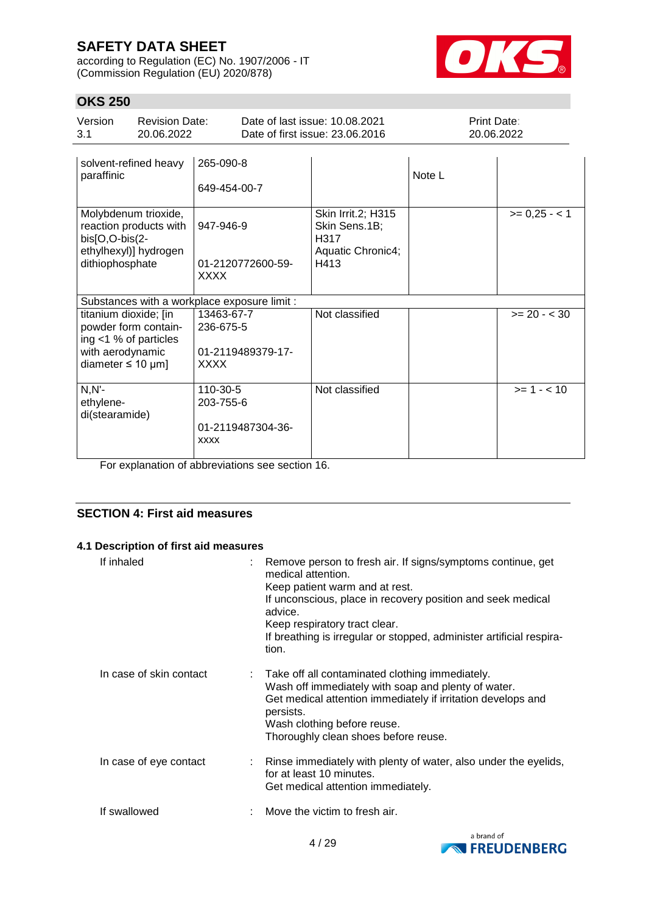| | | | | |
|---|---|---|---|---|
| solvent-refined heavy paraffinic | 265-090-8<br><br>649-454-00-7 | | Note L | |
| Molybdenum trioxide, reaction products with bis[O,O-bis(2-ethylhexyl)] hydrogen dithiophosphate | 947-946-9<br><br>01-2120772600-59-XXXX | Skin Irrit.2; H315<br>Skin Sens.1B; H317<br>Aquatic Chronic4; H413 | | >= 0,25 - < 1 |
| Substances with a workplace exposure limit : | | | | |
| titanium dioxide; [in powder form containing <1 % of particles with aerodynamic diameter ≤ 10 μm] | 13463-67-7<br>236-675-5<br><br>01-2119489379-17-XXXX | Not classified | | >= 20 - < 30 |
| N,N'-ethylene-di(stearamide) | 110-30-5<br>203-755-6<br><br>01-2119487304-36-XXXX | Not classified | | >= 1 - < 10 |

For explanation of abbreviations see section 16.

## SECTION 4: First aid measures

### 4.1 Description of first aid measures

**If inhaled** : Remove person to fresh air. If signs/symptoms continue, get medical attention.
Keep patient warm and at rest.
If unconscious, place in recovery position and seek medical advice.
Keep respiratory tract clear.
If breathing is irregular or stopped, administer artificial respiration.

**In case of skin contact** : Take off all contaminated clothing immediately.
Wash off immediately with soap and plenty of water.
Get medical attention immediately if irritation develops and persists.
Wash clothing before reuse.
Thoroughly clean shoes before reuse.

**In case of eye contact** : Rinse immediately with plenty of water, also under the eyelids, for at least 10 minutes.
Get medical attention immediately.

**If swallowed** : Move the victim to fresh air.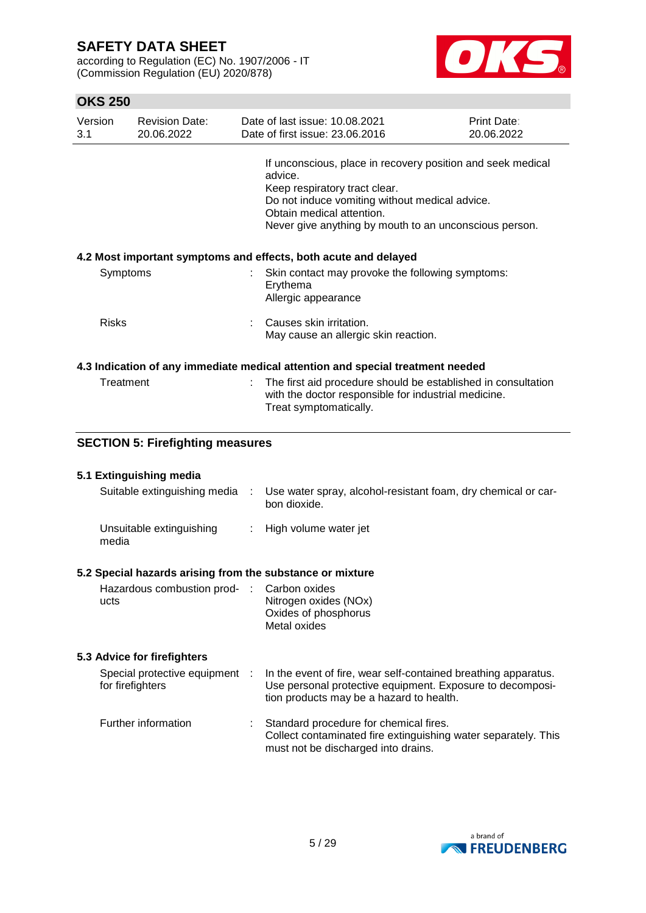If unconscious, place in recovery position and seek medical advice.
Keep respiratory tract clear.
Do not induce vomiting without medical advice.
Obtain medical attention.
Never give anything by mouth to an unconscious person.

### 4.2 Most important symptoms and effects, both acute and delayed

| | | |
|---|---|---|
| Symptoms | : | Skin contact may provoke the following symptoms:<br>Erythema<br>Allergic appearance |
| Risks | : | Causes skin irritation.<br>May cause an allergic skin reaction. |

### 4.3 Indication of any immediate medical attention and special treatment needed

| | | |
|---|---|---|
| Treatment | : | The first aid procedure should be established in consultation with the doctor responsible for industrial medicine.<br>Treat symptomatically. |

## SECTION 5: Firefighting measures

### 5.1 Extinguishing media

| | | |
|---|---|---|
| Suitable extinguishing media | : | Use water spray, alcohol-resistant foam, dry chemical or carbon dioxide. |
| Unsuitable extinguishing media | : | High volume water jet |

### 5.2 Special hazards arising from the substance or mixture

| | | |
|---|---|---|
| Hazardous combustion products | : | Carbon oxides<br>Nitrogen oxides (NOx)<br>Oxides of phosphorus<br>Metal oxides |

### 5.3 Advice for firefighters

| | | |
|---|---|---|
| Special protective equipment for firefighters | : | In the event of fire, wear self-contained breathing apparatus.<br>Use personal protective equipment. Exposure to decomposition products may be a hazard to health. |
| Further information | : | Standard procedure for chemical fires.<br>Collect contaminated fire extinguishing water separately. This must not be discharged into drains. |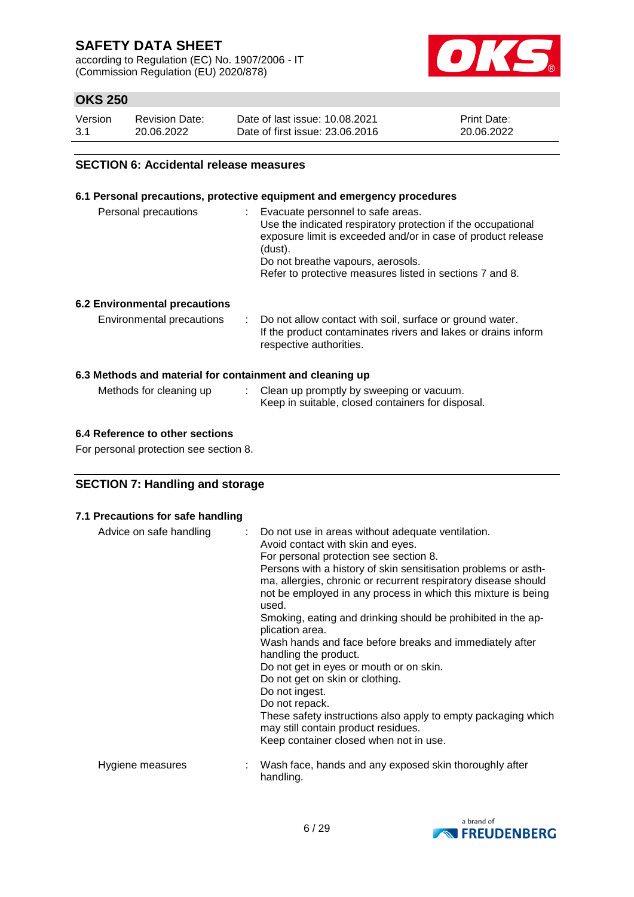## SECTION 6: Accidental release measures

### 6.1 Personal precautions, protective equipment and emergency procedures

| | | |
|---|---|---|
| Personal precautions | : | Evacuate personnel to safe areas.<br>Use the indicated respiratory protection if the occupational exposure limit is exceeded and/or in case of product release (dust).<br>Do not breathe vapours, aerosols.<br>Refer to protective measures listed in sections 7 and 8. |

### 6.2 Environmental precautions

| | | |
|---|---|---|
| Environmental precautions | : | Do not allow contact with soil, surface or ground water.<br>If the product contaminates rivers and lakes or drains inform respective authorities. |

### 6.3 Methods and material for containment and cleaning up

| | | |
|---|---|---|
| Methods for cleaning up | : | Clean up promptly by sweeping or vacuum.<br>Keep in suitable, closed containers for disposal. |

### 6.4 Reference to other sections

For personal protection see section 8.

## SECTION 7: Handling and storage

### 7.1 Precautions for safe handling

| | | |
|---|---|---|
| Advice on safe handling | : | Do not use in areas without adequate ventilation.<br>Avoid contact with skin and eyes.<br>For personal protection see section 8.<br>Persons with a history of skin sensitisation problems or asthma, allergies, chronic or recurrent respiratory disease should not be employed in any process in which this mixture is being used.<br>Smoking, eating and drinking should be prohibited in the application area.<br>Wash hands and face before breaks and immediately after handling the product.<br>Do not get in eyes or mouth or on skin.<br>Do not get on skin or clothing.<br>Do not ingest.<br>Do not repack.<br>These safety instructions also apply to empty packaging which may still contain product residues.<br>Keep container closed when not in use. |
| Hygiene measures | : | Wash face, hands and any exposed skin thoroughly after handling. |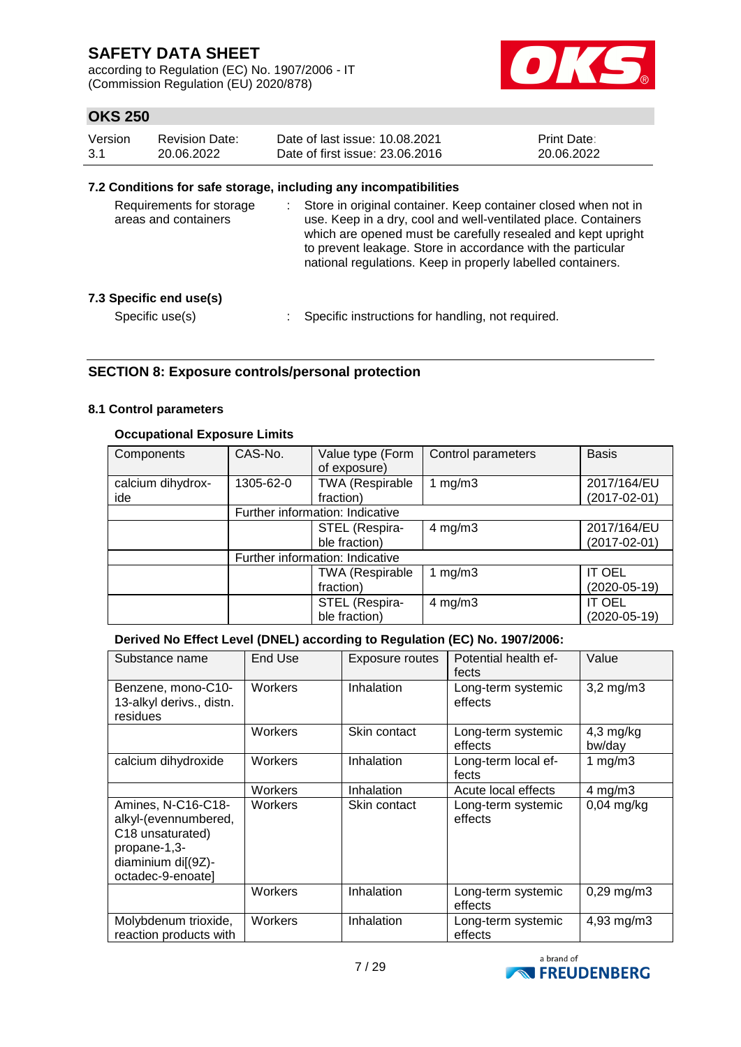## 7.2 Conditions for safe storage, including any incompatibilities

Requirements for storage areas and containers : Store in original container. Keep container closed when not in use. Keep in a dry, cool and well-ventilated place. Containers which are opened must be carefully resealed and kept upright to prevent leakage. Store in accordance with the particular national regulations. Keep in properly labelled containers.

## 7.3 Specific end use(s)

Specific use(s) : Specific instructions for handling, not required.

# SECTION 8: Exposure controls/personal protection

## 8.1 Control parameters

### Occupational Exposure Limits

| Components | CAS-No. | Value type (Form of exposure) | Control parameters | Basis |
|---|---|---|---|---|
| calcium dihydroxide | 1305-62-0 | TWA (Respirable fraction) | 1 mg/m3 | 2017/164/EU (2017-02-01) |
| | Further information: Indicative | | | |
| | | STEL (Respirable fraction) | 4 mg/m3 | 2017/164/EU (2017-02-01) |
| | Further information: Indicative | | | |
| | | TWA (Respirable fraction) | 1 mg/m3 | IT OEL (2020-05-19) |
| | | STEL (Respirable fraction) | 4 mg/m3 | IT OEL (2020-05-19) |

### Derived No Effect Level (DNEL) according to Regulation (EC) No. 1907/2006:

| Substance name | End Use | Exposure routes | Potential health effects | Value |
|---|---|---|---|---|
| Benzene, mono-C10-13-alkyl derivs., distn. residues | Workers | Inhalation | Long-term systemic effects | 3,2 mg/m3 |
| | Workers | Skin contact | Long-term systemic effects | 4,3 mg/kg bw/day |
| calcium dihydroxide | Workers | Inhalation | Long-term local effects | 1 mg/m3 |
| | Workers | Inhalation | Acute local effects | 4 mg/m3 |
| Amines, N-C16-C18-alkyl-(evennumbered, C18 unsaturated) propane-1,3-diaminium di[(9Z)-octadec-9-enoate] | Workers | Skin contact | Long-term systemic effects | 0,04 mg/kg |
| | Workers | Inhalation | Long-term systemic effects | 0,29 mg/m3 |
| Molybdenum trioxide, reaction products with | Workers | Inhalation | Long-term systemic effects | 4,93 mg/m3 |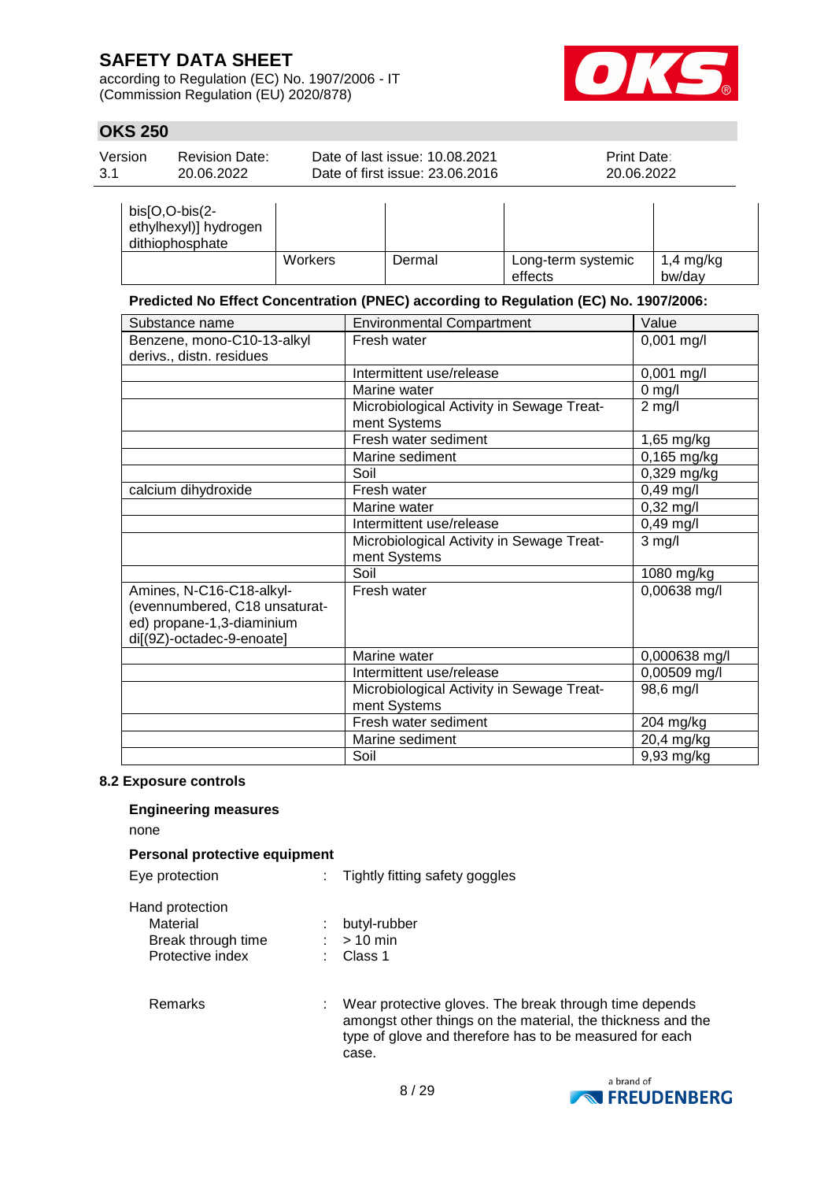| | | | | |
|---|---|---|---|---|
| bis[O,O-bis(2-ethylhexyl)] hydrogen dithiophosphate | | | | |
| | Workers | Dermal | Long-term systemic effects | 1,4 mg/kg bw/day |

**Predicted No Effect Concentration (PNEC) according to Regulation (EC) No. 1907/2006:**

| Substance name | Environmental Compartment | Value |
|---|---|---|
| Benzene, mono-C10-13-alkyl derivs., distn. residues | Fresh water | 0,001 mg/l |
| | Intermittent use/release | 0,001 mg/l |
| | Marine water | 0 mg/l |
| | Microbiological Activity in Sewage Treatment Systems | 2 mg/l |
| | Fresh water sediment | 1,65 mg/kg |
| | Marine sediment | 0,165 mg/kg |
| | Soil | 0,329 mg/kg |
| calcium dihydroxide | Fresh water | 0,49 mg/l |
| | Marine water | 0,32 mg/l |
| | Intermittent use/release | 0,49 mg/l |
| | Microbiological Activity in Sewage Treatment Systems | 3 mg/l |
| | Soil | 1080 mg/kg |
| Amines, N-C16-C18-alkyl-(evennumbered, C18 unsaturated) propane-1,3-diaminium di[(9Z)-octadec-9-enoate] | Fresh water | 0,00638 mg/l |
| | Marine water | 0,000638 mg/l |
| | Intermittent use/release | 0,00509 mg/l |
| | Microbiological Activity in Sewage Treatment Systems | 98,6 mg/l |
| | Fresh water sediment | 204 mg/kg |
| | Marine sediment | 20,4 mg/kg |
| | Soil | 9,93 mg/kg |

## 8.2 Exposure controls

### Engineering measures

none

### Personal protective equipment

Eye protection : Tightly fitting safety goggles

Hand protection
- Material : butyl-rubber
- Break through time : > 10 min
- Protective index : Class 1

Remarks : Wear protective gloves. The break through time depends amongst other things on the material, the thickness and the type of glove and therefore has to be measured for each case.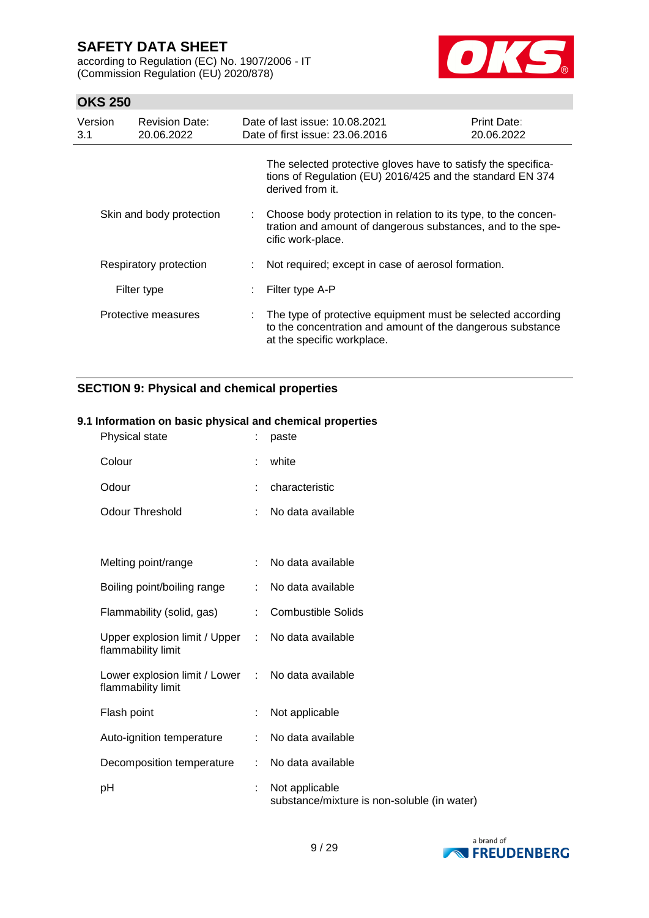The selected protective gloves have to satisfy the specifications of Regulation (EU) 2016/425 and the standard EN 374 derived from it.

| | | |
|---|---|---|
| Skin and body protection | : | Choose body protection in relation to its type, to the concentration and amount of dangerous substances, and to the specific work-place. |
| Respiratory protection | : | Not required; except in case of aerosol formation. |
| Filter type | : | Filter type A-P |
| Protective measures | : | The type of protective equipment must be selected according to the concentration and amount of the dangerous substance at the specific workplace. |

## SECTION 9: Physical and chemical properties

### 9.1 Information on basic physical and chemical properties

| | | |
|---|---|---|
| Physical state | : | paste |
| Colour | : | white |
| Odour | : | characteristic |
| Odour Threshold | : | No data available |
| Melting point/range | : | No data available |
| Boiling point/boiling range | : | No data available |
| Flammability (solid, gas) | : | Combustible Solids |
| Upper explosion limit / Upper flammability limit | : | No data available |
| Lower explosion limit / Lower flammability limit | : | No data available |
| Flash point | : | Not applicable |
| Auto-ignition temperature | : | No data available |
| Decomposition temperature | : | No data available |
| pH | : | Not applicable<br>substance/mixture is non-soluble (in water) |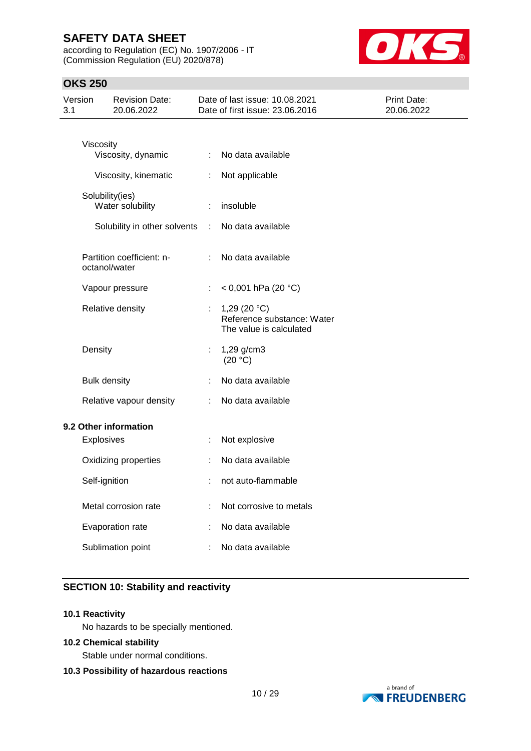| | | |
|---|---|---|
| Viscosity | | |
| Viscosity, dynamic | : | No data available |
| Viscosity, kinematic | : | Not applicable |
| Solubility(ies) | | |
| Water solubility | : | insoluble |
| Solubility in other solvents | : | No data available |
| Partition coefficient: n-octanol/water | : | No data available |
| Vapour pressure | : | < 0,001 hPa (20 °C) |
| Relative density | : | 1,29 (20 °C)<br>Reference substance: Water<br>The value is calculated |
| Density | : | 1,29 g/cm3<br>(20 °C) |
| Bulk density | : | No data available |
| Relative vapour density | : | No data available |

**9.2 Other information**

| | | |
|---|---|---|
| Explosives | : | Not explosive |
| Oxidizing properties | : | No data available |
| Self-ignition | : | not auto-flammable |
| Metal corrosion rate | : | Not corrosive to metals |
| Evaporation rate | : | No data available |
| Sublimation point | : | No data available |

## SECTION 10: Stability and reactivity

**10.1 Reactivity**

No hazards to be specially mentioned.

**10.2 Chemical stability**

Stable under normal conditions.

**10.3 Possibility of hazardous reactions**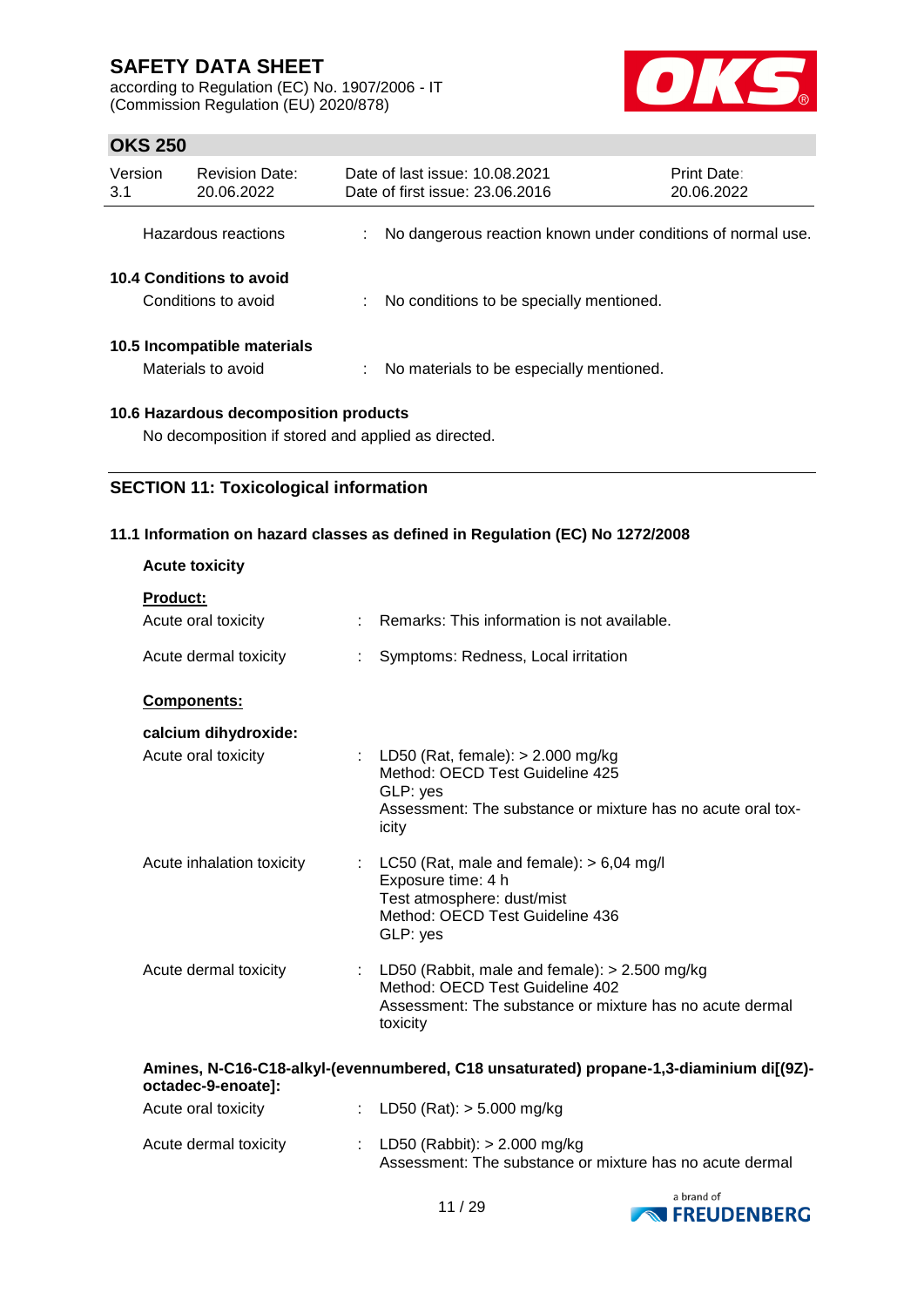Hazardous reactions : No dangerous reaction known under conditions of normal use.

### 10.4 Conditions to avoid

Conditions to avoid : No conditions to be specially mentioned.

### 10.5 Incompatible materials

Materials to avoid : No materials to be especially mentioned.

### 10.6 Hazardous decomposition products

No decomposition if stored and applied as directed.

## SECTION 11: Toxicological information

### 11.1 Information on hazard classes as defined in Regulation (EC) No 1272/2008

**Acute toxicity**

**Product:**

Acute oral toxicity : Remarks: This information is not available.

Acute dermal toxicity : Symptoms: Redness, Local irritation

**Components:**

**calcium dihydroxide:**

Acute oral toxicity : LD50 (Rat, female): > 2.000 mg/kg
Method: OECD Test Guideline 425
GLP: yes
Assessment: The substance or mixture has no acute oral toxicity

Acute inhalation toxicity : LC50 (Rat, male and female): > 6,04 mg/l
Exposure time: 4 h
Test atmosphere: dust/mist
Method: OECD Test Guideline 436
GLP: yes

Acute dermal toxicity : LD50 (Rabbit, male and female): > 2.500 mg/kg
Method: OECD Test Guideline 402
Assessment: The substance or mixture has no acute dermal toxicity

**Amines, N-C16-C18-alkyl-(evennumbered, C18 unsaturated) propane-1,3-diaminium di[(9Z)-octadec-9-enoate]:**

Acute oral toxicity : LD50 (Rat): > 5.000 mg/kg

Acute dermal toxicity : LD50 (Rabbit): > 2.000 mg/kg
Assessment: The substance or mixture has no acute dermal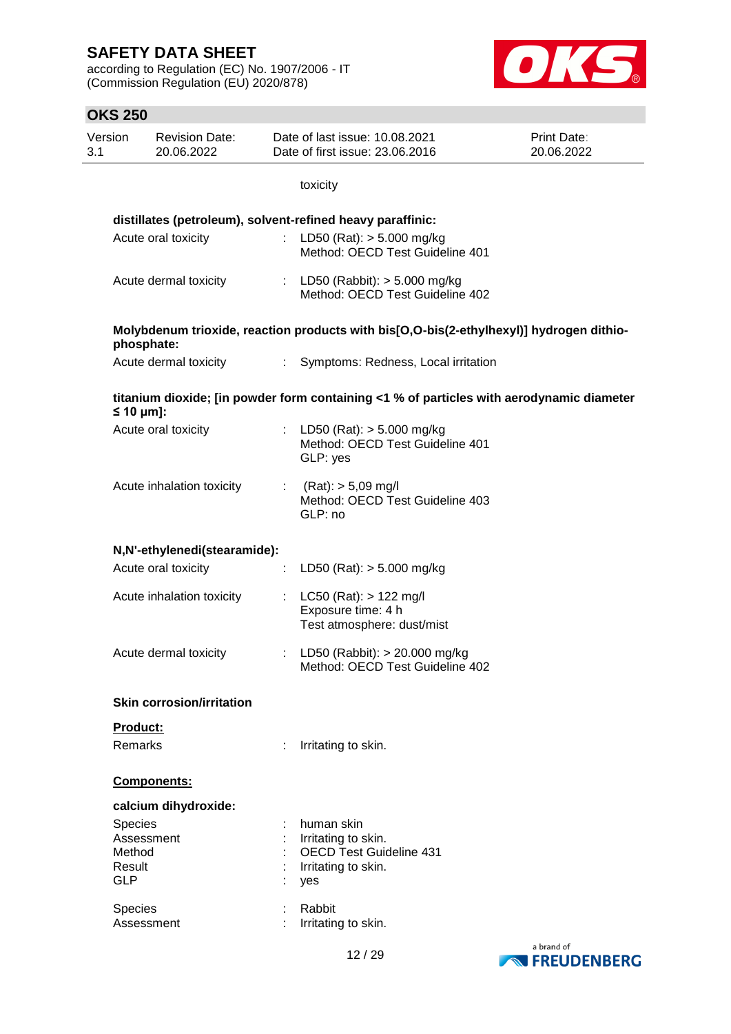toxicity

**distillates (petroleum), solvent-refined heavy paraffinic:**

Acute oral toxicity : LD50 (Rat): > 5.000 mg/kg
Method: OECD Test Guideline 401

Acute dermal toxicity : LD50 (Rabbit): > 5.000 mg/kg
Method: OECD Test Guideline 402

**Molybdenum trioxide, reaction products with bis[O,O-bis(2-ethylhexyl)] hydrogen dithiophosphate:**

Acute dermal toxicity : Symptoms: Redness, Local irritation

**titanium dioxide; [in powder form containing <1 % of particles with aerodynamic diameter ≤ 10 μm]:**

Acute oral toxicity : LD50 (Rat): > 5.000 mg/kg
Method: OECD Test Guideline 401
GLP: yes

Acute inhalation toxicity : (Rat): > 5,09 mg/l
Method: OECD Test Guideline 403
GLP: no

**N,N'-ethylenedi(stearamide):**

Acute oral toxicity : LD50 (Rat): > 5.000 mg/kg

Acute inhalation toxicity : LC50 (Rat): > 122 mg/l
Exposure time: 4 h
Test atmosphere: dust/mist

Acute dermal toxicity : LD50 (Rabbit): > 20.000 mg/kg
Method: OECD Test Guideline 402

**Skin corrosion/irritation**

**Product:**

Remarks : Irritating to skin.

**Components:**

**calcium dihydroxide:**

Species : human skin
Assessment : Irritating to skin.
Method : OECD Test Guideline 431
Result : Irritating to skin.
GLP : yes

Species : Rabbit
Assessment : Irritating to skin.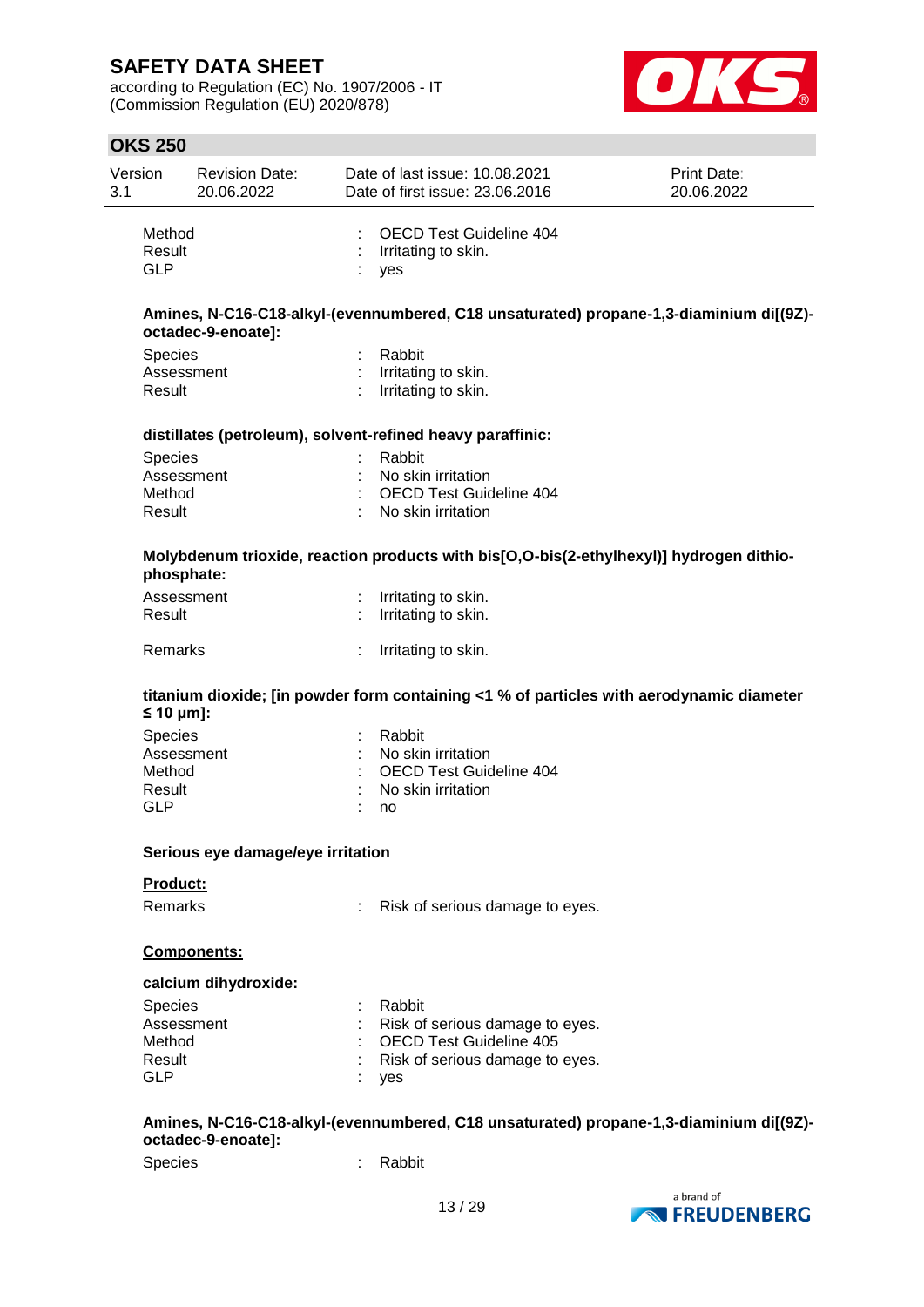| | | |
|---|---|---|
| Method | : | OECD Test Guideline 404 |
| Result | : | Irritating to skin. |
| GLP | : | yes |

**Amines, N-C16-C18-alkyl-(evennumbered, C18 unsaturated) propane-1,3-diaminium di[(9Z)-octadec-9-enoate]:**

| | | |
|---|---|---|
| Species | : | Rabbit |
| Assessment | : | Irritating to skin. |
| Result | : | Irritating to skin. |

**distillates (petroleum), solvent-refined heavy paraffinic:**

| | | |
|---|---|---|
| Species | : | Rabbit |
| Assessment | : | No skin irritation |
| Method | : | OECD Test Guideline 404 |
| Result | : | No skin irritation |

**Molybdenum trioxide, reaction products with bis[O,O-bis(2-ethylhexyl)] hydrogen dithiophosphate:**

| | | |
|---|---|---|
| Assessment | : | Irritating to skin. |
| Result | : | Irritating to skin. |
| Remarks | : | Irritating to skin. |

**titanium dioxide; [in powder form containing <1 % of particles with aerodynamic diameter ≤ 10 μm]:**

| | | |
|---|---|---|
| Species | : | Rabbit |
| Assessment | : | No skin irritation |
| Method | : | OECD Test Guideline 404 |
| Result | : | No skin irritation |
| GLP | : | no |

**Serious eye damage/eye irritation**

**Product:**

| | | |
|---|---|---|
| Remarks | : | Risk of serious damage to eyes. |

**Components:**

**calcium dihydroxide:**

| | | |
|---|---|---|
| Species | : | Rabbit |
| Assessment | : | Risk of serious damage to eyes. |
| Method | : | OECD Test Guideline 405 |
| Result | : | Risk of serious damage to eyes. |
| GLP | : | yes |

**Amines, N-C16-C18-alkyl-(evennumbered, C18 unsaturated) propane-1,3-diaminium di[(9Z)-octadec-9-enoate]:**

| | | |
|---|---|---|
| Species | : | Rabbit |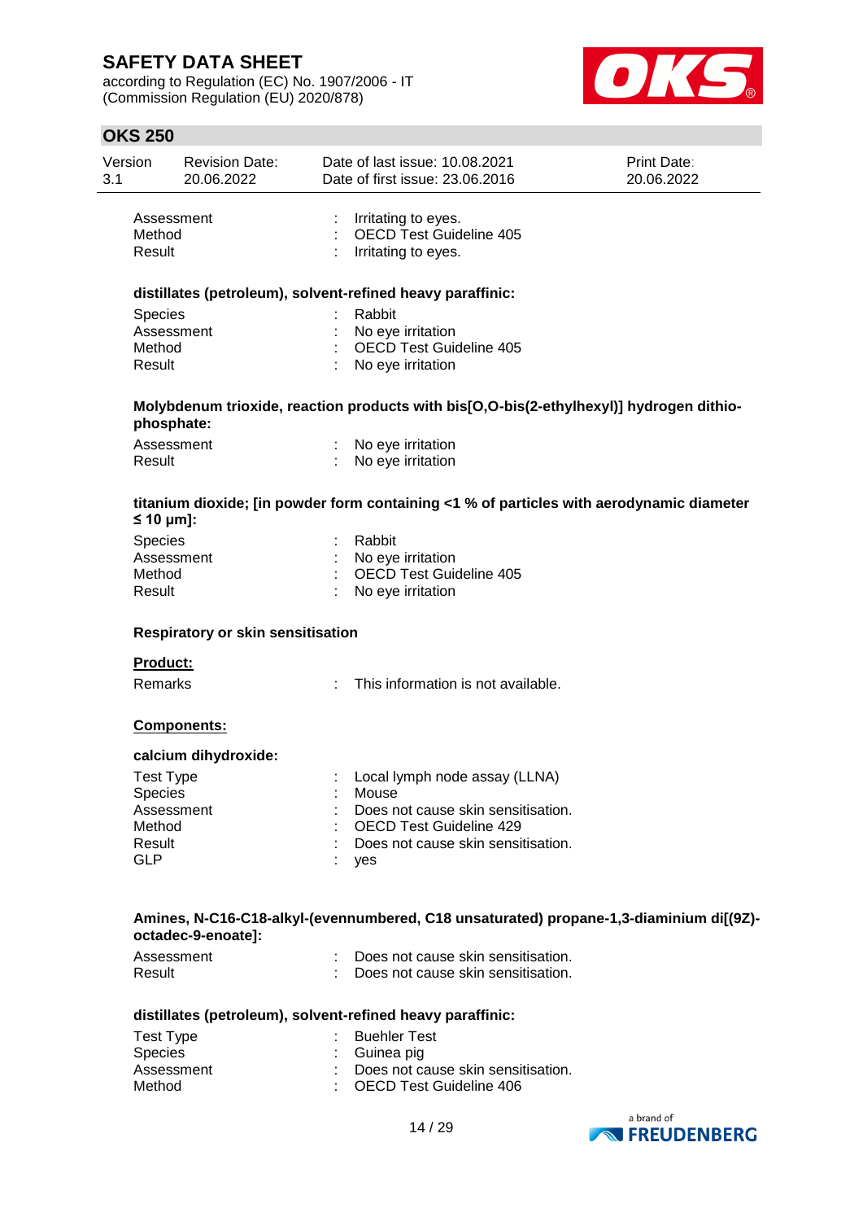| | | |
|---|---|---|
| Assessment | : | Irritating to eyes. |
| Method | : | OECD Test Guideline 405 |
| Result | : | Irritating to eyes. |

**distillates (petroleum), solvent-refined heavy paraffinic:**

| | | |
|---|---|---|
| Species | : | Rabbit |
| Assessment | : | No eye irritation |
| Method | : | OECD Test Guideline 405 |
| Result | : | No eye irritation |

**Molybdenum trioxide, reaction products with bis[O,O-bis(2-ethylhexyl)] hydrogen dithiophosphate:**

| | | |
|---|---|---|
| Assessment | : | No eye irritation |
| Result | : | No eye irritation |

**titanium dioxide; [in powder form containing <1 % of particles with aerodynamic diameter ≤ 10 μm]:**

| | | |
|---|---|---|
| Species | : | Rabbit |
| Assessment | : | No eye irritation |
| Method | : | OECD Test Guideline 405 |
| Result | : | No eye irritation |

**Respiratory or skin sensitisation**

**Product:**

| | | |
|---|---|---|
| Remarks | : | This information is not available. |

**Components:**

**calcium dihydroxide:**

| | | |
|---|---|---|
| Test Type | : | Local lymph node assay (LLNA) |
| Species | : | Mouse |
| Assessment | : | Does not cause skin sensitisation. |
| Method | : | OECD Test Guideline 429 |
| Result | : | Does not cause skin sensitisation. |
| GLP | : | yes |

**Amines, N-C16-C18-alkyl-(evennumbered, C18 unsaturated) propane-1,3-diaminium di[(9Z)-octadec-9-enoate]:**

| | | |
|---|---|---|
| Assessment | : | Does not cause skin sensitisation. |
| Result | : | Does not cause skin sensitisation. |

**distillates (petroleum), solvent-refined heavy paraffinic:**

| | | |
|---|---|---|
| Test Type | : | Buehler Test |
| Species | : | Guinea pig |
| Assessment | : | Does not cause skin sensitisation. |
| Method | : | OECD Test Guideline 406 |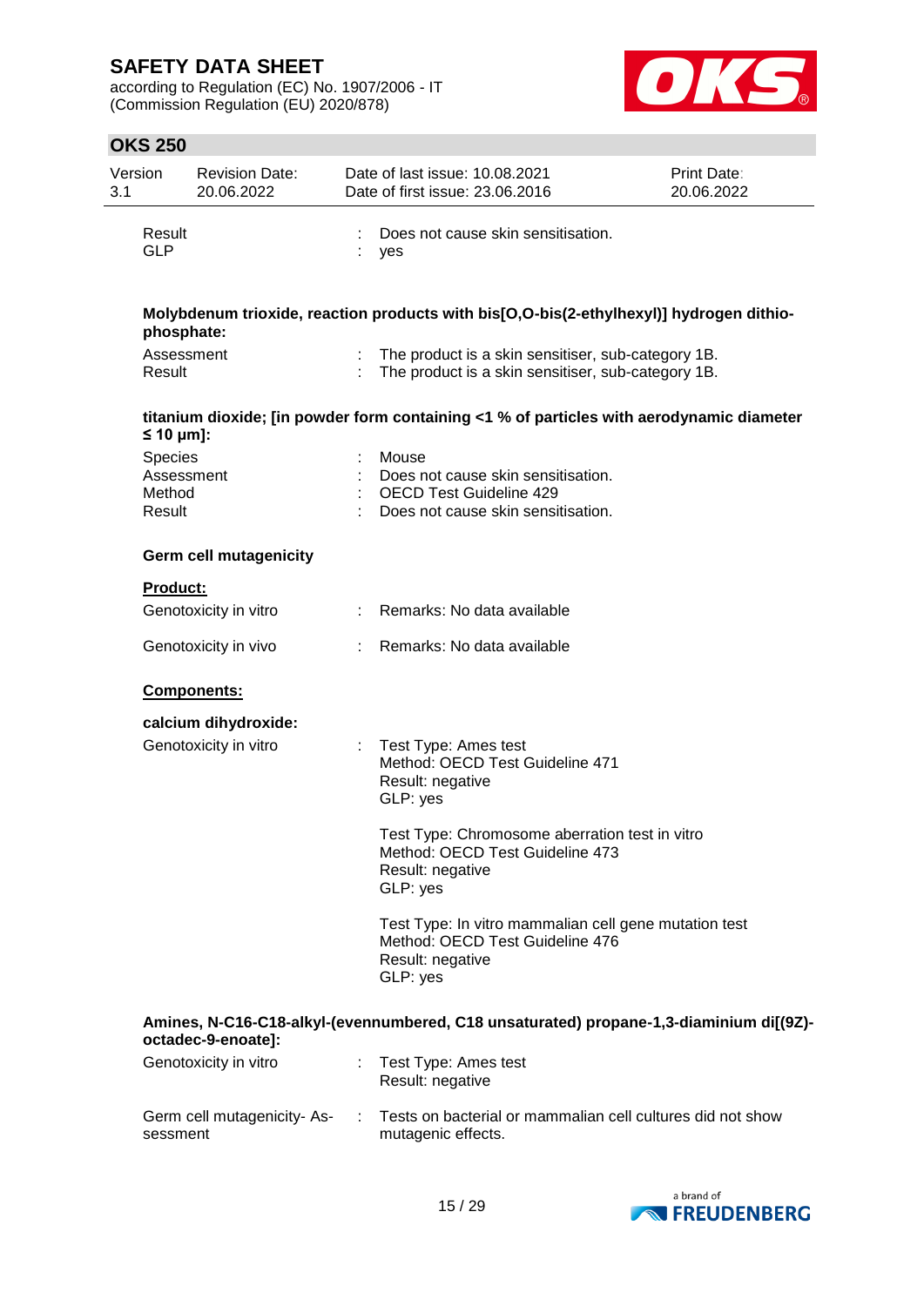| | | |
|---|---|---|
| Result | : | Does not cause skin sensitisation. |
| GLP | : | yes |

**Molybdenum trioxide, reaction products with bis[O,O-bis(2-ethylhexyl)] hydrogen dithio-phosphate:**

| | | |
|---|---|---|
| Assessment | : | The product is a skin sensitiser, sub-category 1B. |
| Result | : | The product is a skin sensitiser, sub-category 1B. |

**titanium dioxide; [in powder form containing <1 % of particles with aerodynamic diameter ≤ 10 μm]:**

| | | |
|---|---|---|
| Species | : | Mouse |
| Assessment | : | Does not cause skin sensitisation. |
| Method | : | OECD Test Guideline 429 |
| Result | : | Does not cause skin sensitisation. |

### Germ cell mutagenicity

**Product:**

| | | |
|---|---|---|
| Genotoxicity in vitro | : | Remarks: No data available |
| Genotoxicity in vivo | : | Remarks: No data available |

**Components:**

**calcium dihydroxide:**

Genotoxicity in vitro :

Test Type: Ames test
Method: OECD Test Guideline 471
Result: negative
GLP: yes

Test Type: Chromosome aberration test in vitro
Method: OECD Test Guideline 473
Result: negative
GLP: yes

Test Type: In vitro mammalian cell gene mutation test
Method: OECD Test Guideline 476
Result: negative
GLP: yes

**Amines, N-C16-C18-alkyl-(evennumbered, C18 unsaturated) propane-1,3-diaminium di[(9Z)-octadec-9-enoate]:**

| | | |
|---|---|---|
| Genotoxicity in vitro | : | Test Type: Ames test<br>Result: negative |
| Germ cell mutagenicity- Assessment | : | Tests on bacterial or mammalian cell cultures did not show mutagenic effects. |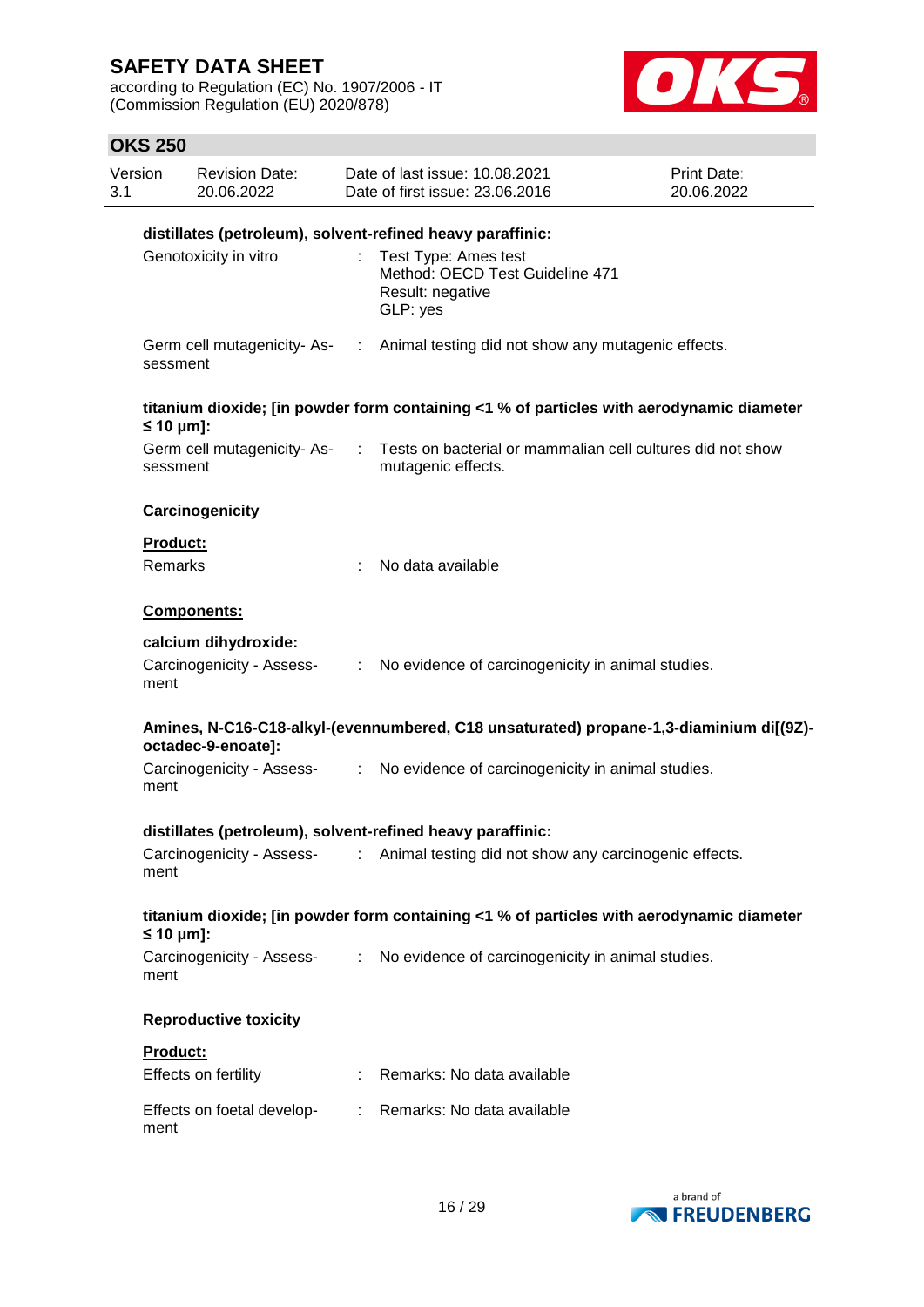**distillates (petroleum), solvent-refined heavy paraffinic:**

| | | |
|---|---|---|
| Genotoxicity in vitro | : | Test Type: Ames test<br>Method: OECD Test Guideline 471<br>Result: negative<br>GLP: yes |
| Germ cell mutagenicity- Assessment | : | Animal testing did not show any mutagenic effects. |

**titanium dioxide; [in powder form containing <1 % of particles with aerodynamic diameter ≤ 10 μm]:**

| | | |
|---|---|---|
| Germ cell mutagenicity- Assessment | : | Tests on bacterial or mammalian cell cultures did not show mutagenic effects. |

**Carcinogenicity**

**Product:**

| | | |
|---|---|---|
| Remarks | : | No data available |

**Components:**

**calcium dihydroxide:**

| | | |
|---|---|---|
| Carcinogenicity - Assessment | : | No evidence of carcinogenicity in animal studies. |

**Amines, N-C16-C18-alkyl-(evennumbered, C18 unsaturated) propane-1,3-diaminium di[(9Z)-octadec-9-enoate]:**

| | | |
|---|---|---|
| Carcinogenicity - Assessment | : | No evidence of carcinogenicity in animal studies. |

**distillates (petroleum), solvent-refined heavy paraffinic:**

| | | |
|---|---|---|
| Carcinogenicity - Assessment | : | Animal testing did not show any carcinogenic effects. |

**titanium dioxide; [in powder form containing <1 % of particles with aerodynamic diameter ≤ 10 μm]:**

| | | |
|---|---|---|
| Carcinogenicity - Assessment | : | No evidence of carcinogenicity in animal studies. |

**Reproductive toxicity**

**Product:**

| | | |
|---|---|---|
| Effects on fertility | : | Remarks: No data available |
| Effects on foetal development | : | Remarks: No data available |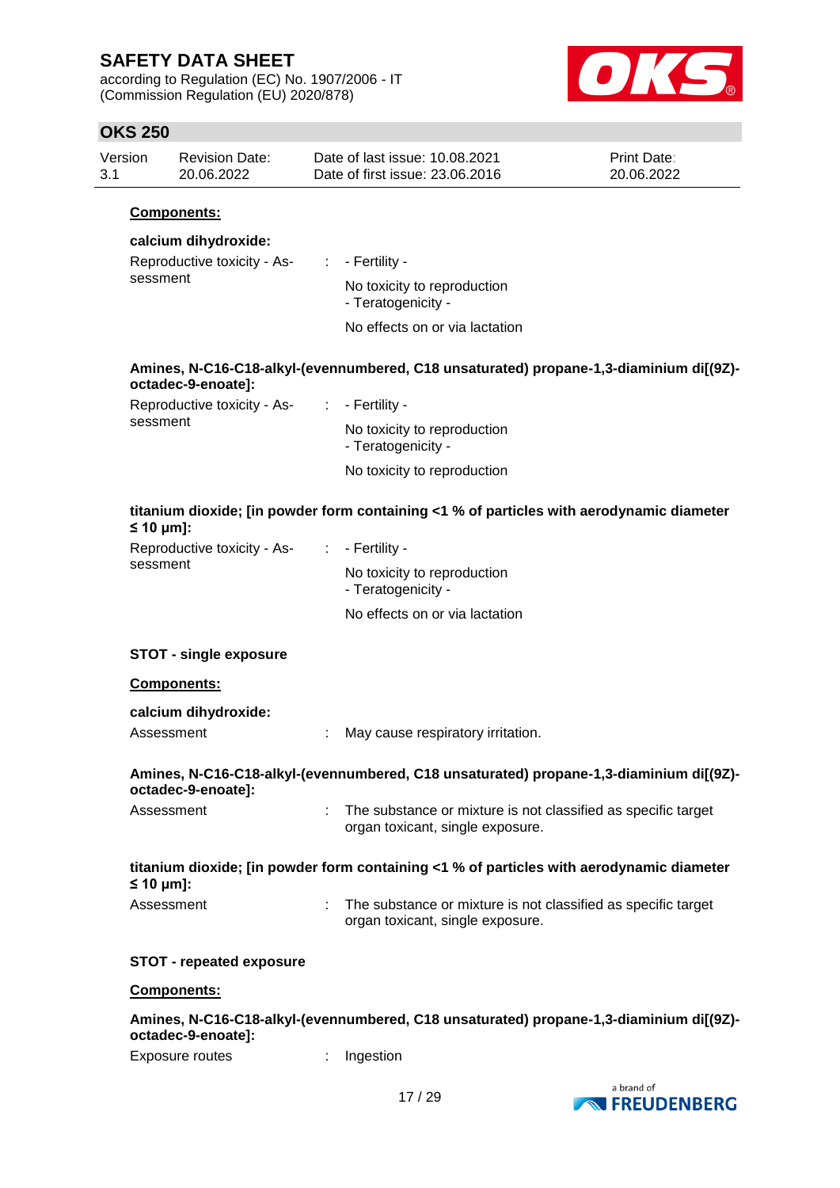**Components:**

**calcium dihydroxide:**

Reproductive toxicity - Assessment : - Fertility -
No toxicity to reproduction
- Teratogenicity -
No effects on or via lactation

**Amines, N-C16-C18-alkyl-(evennumbered, C18 unsaturated) propane-1,3-diaminium di[(9Z)-octadec-9-enoate]:**

Reproductive toxicity - Assessment : - Fertility -
No toxicity to reproduction
- Teratogenicity -
No toxicity to reproduction

**titanium dioxide; [in powder form containing <1 % of particles with aerodynamic diameter ≤ 10 μm]:**

Reproductive toxicity - Assessment : - Fertility -
No toxicity to reproduction
- Teratogenicity -
No effects on or via lactation

**STOT - single exposure**

**Components:**

**calcium dihydroxide:**

Assessment : May cause respiratory irritation.

**Amines, N-C16-C18-alkyl-(evennumbered, C18 unsaturated) propane-1,3-diaminium di[(9Z)-octadec-9-enoate]:**

Assessment : The substance or mixture is not classified as specific target organ toxicant, single exposure.

**titanium dioxide; [in powder form containing <1 % of particles with aerodynamic diameter ≤ 10 μm]:**

Assessment : The substance or mixture is not classified as specific target organ toxicant, single exposure.

**STOT - repeated exposure**

**Components:**

**Amines, N-C16-C18-alkyl-(evennumbered, C18 unsaturated) propane-1,3-diaminium di[(9Z)-octadec-9-enoate]:**

Exposure routes : Ingestion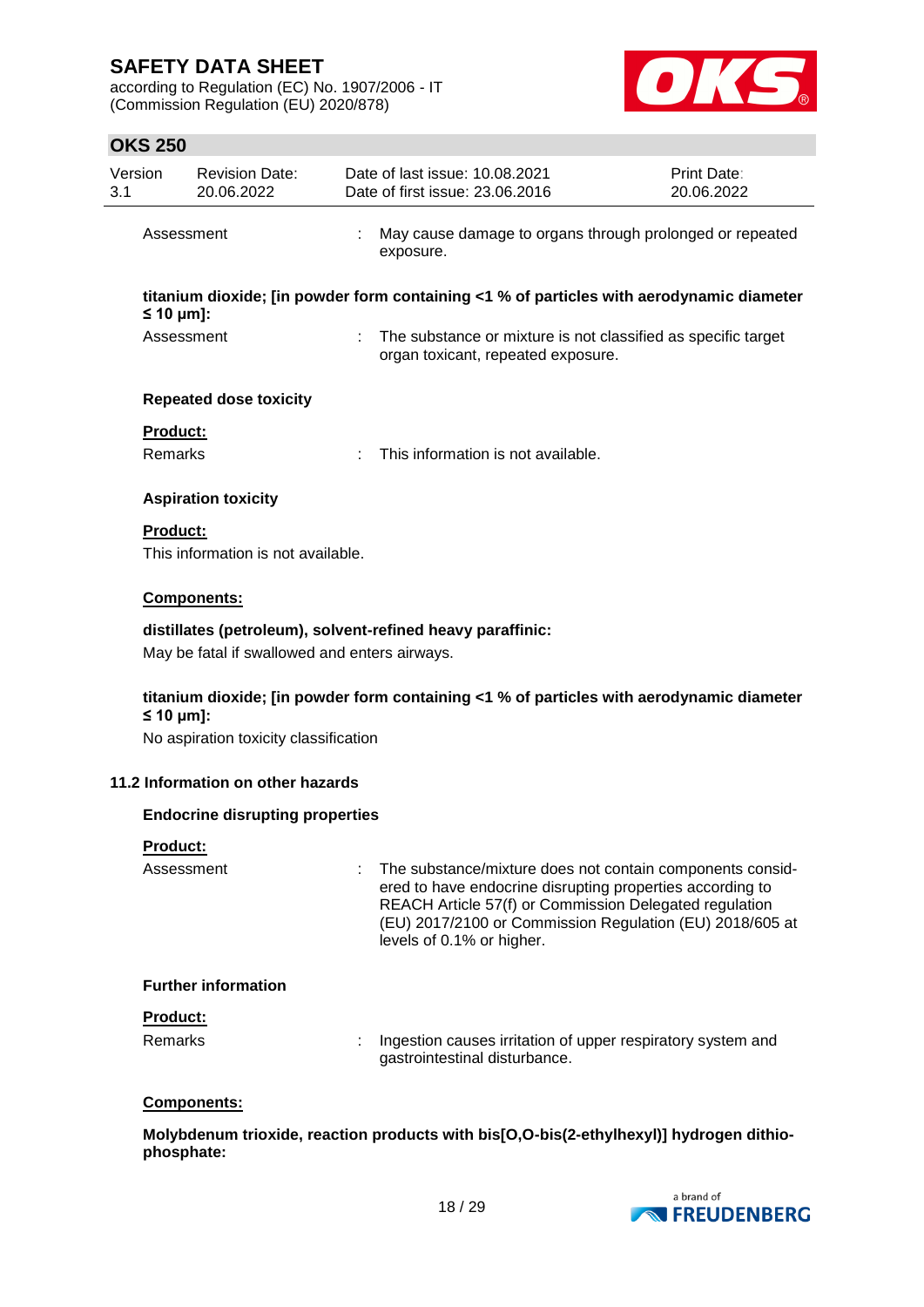Assessment : May cause damage to organs through prolonged or repeated exposure.

**titanium dioxide; [in powder form containing <1 % of particles with aerodynamic diameter ≤ 10 μm]:**

Assessment : The substance or mixture is not classified as specific target organ toxicant, repeated exposure.

**Repeated dose toxicity**

**Product:**

Remarks : This information is not available.

**Aspiration toxicity**

**Product:**

This information is not available.

**Components:**

**distillates (petroleum), solvent-refined heavy paraffinic:**

May be fatal if swallowed and enters airways.

**titanium dioxide; [in powder form containing <1 % of particles with aerodynamic diameter ≤ 10 μm]:**

No aspiration toxicity classification

**11.2 Information on other hazards**

**Endocrine disrupting properties**

**Product:**

Assessment : The substance/mixture does not contain components considered to have endocrine disrupting properties according to REACH Article 57(f) or Commission Delegated regulation (EU) 2017/2100 or Commission Regulation (EU) 2018/605 at levels of 0.1% or higher.

**Further information**

**Product:**

Remarks : Ingestion causes irritation of upper respiratory system and gastrointestinal disturbance.

**Components:**

**Molybdenum trioxide, reaction products with bis[O,O-bis(2-ethylhexyl)] hydrogen dithiophosphate:**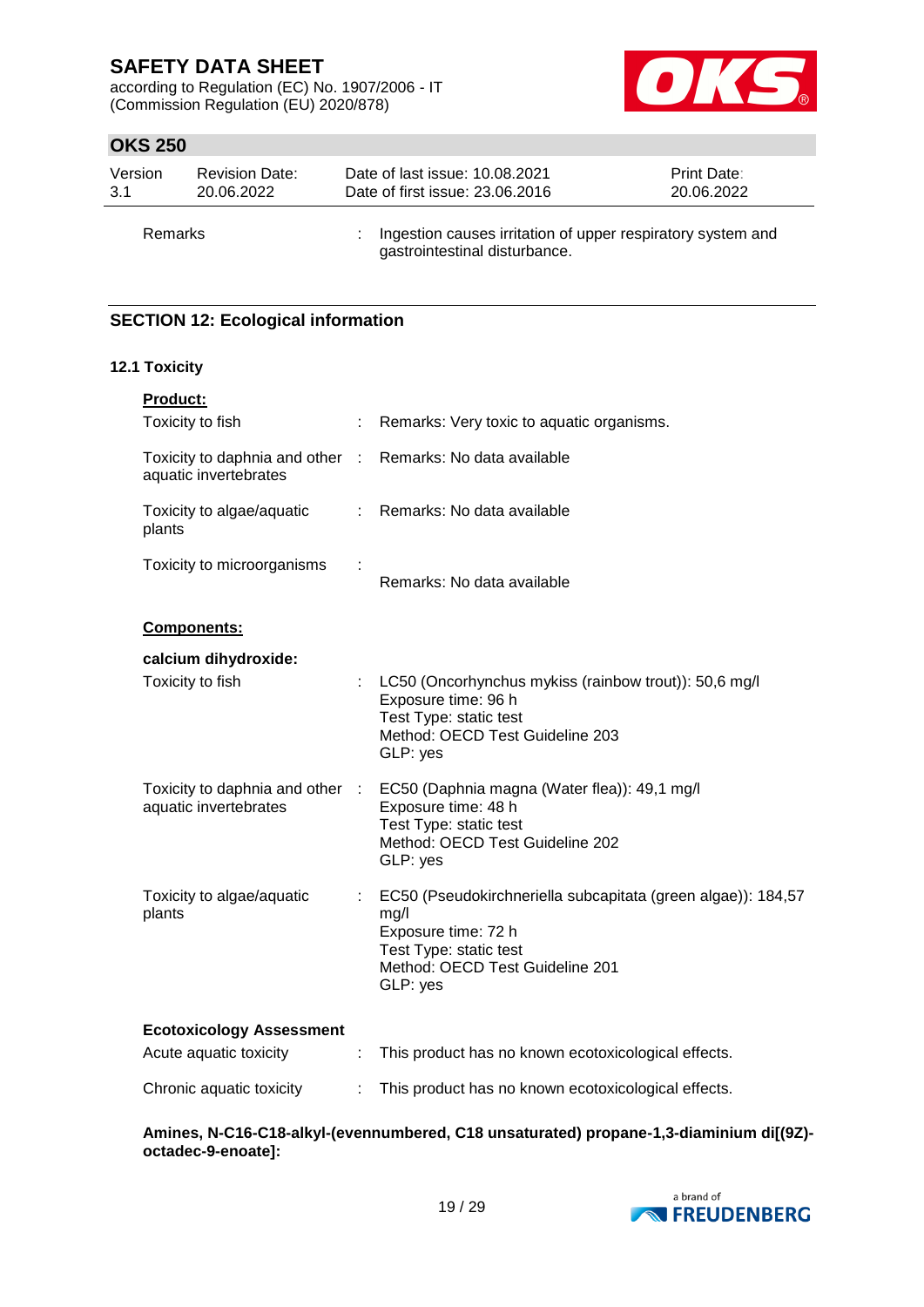| | | |
|---|---|---|
| Remarks | : | Ingestion causes irritation of upper respiratory system and gastrointestinal disturbance. |

## SECTION 12: Ecological information

### 12.1 Toxicity

**Product:**

| | | |
|---|---|---|
| Toxicity to fish | : | Remarks: Very toxic to aquatic organisms. |
| Toxicity to daphnia and other aquatic invertebrates | : | Remarks: No data available |
| Toxicity to algae/aquatic plants | : | Remarks: No data available |
| Toxicity to microorganisms | : | Remarks: No data available |

**Components:**

**calcium dihydroxide:**

| | | |
|---|---|---|
| Toxicity to fish | : | LC50 (Oncorhynchus mykiss (rainbow trout)): 50,6 mg/l<br>Exposure time: 96 h<br>Test Type: static test<br>Method: OECD Test Guideline 203<br>GLP: yes |
| Toxicity to daphnia and other aquatic invertebrates | : | EC50 (Daphnia magna (Water flea)): 49,1 mg/l<br>Exposure time: 48 h<br>Test Type: static test<br>Method: OECD Test Guideline 202<br>GLP: yes |
| Toxicity to algae/aquatic plants | : | EC50 (Pseudokirchneriella subcapitata (green algae)): 184,57 mg/l<br>Exposure time: 72 h<br>Test Type: static test<br>Method: OECD Test Guideline 201<br>GLP: yes |

**Ecotoxicology Assessment**

| | | |
|---|---|---|
| Acute aquatic toxicity | : | This product has no known ecotoxicological effects. |
| Chronic aquatic toxicity | : | This product has no known ecotoxicological effects. |

**Amines, N-C16-C18-alkyl-(evennumbered, C18 unsaturated) propane-1,3-diaminium di[(9Z)-octadec-9-enoate]:**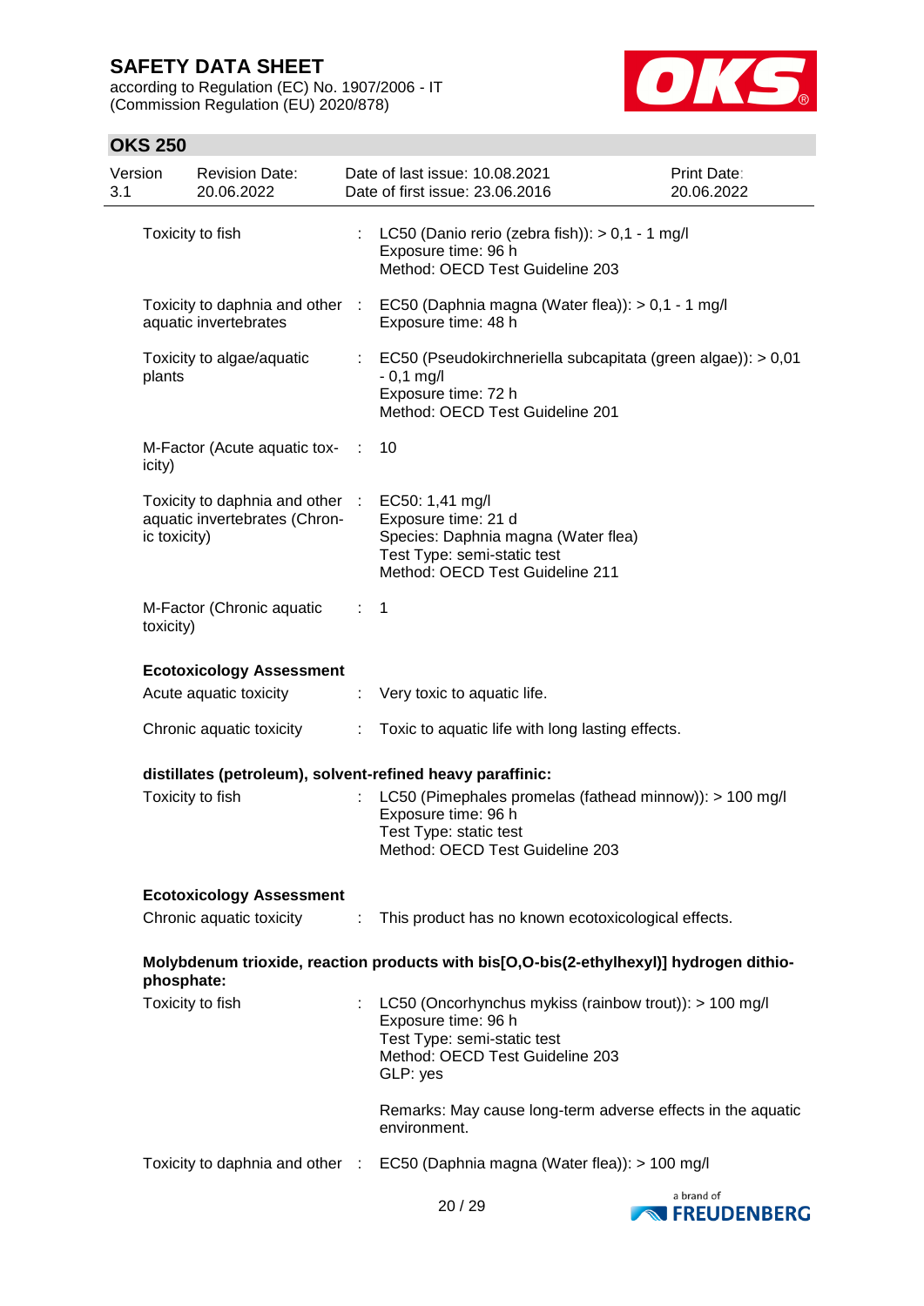| | | |
|---|---|---|
| Toxicity to fish | : | LC50 (Danio rerio (zebra fish)): > 0,1 - 1 mg/l<br>Exposure time: 96 h<br>Method: OECD Test Guideline 203 |
| Toxicity to daphnia and other aquatic invertebrates | : | EC50 (Daphnia magna (Water flea)): > 0,1 - 1 mg/l<br>Exposure time: 48 h |
| Toxicity to algae/aquatic plants | : | EC50 (Pseudokirchneriella subcapitata (green algae)): > 0,01 - 0,1 mg/l<br>Exposure time: 72 h<br>Method: OECD Test Guideline 201 |
| M-Factor (Acute aquatic toxicity) | : | 10 |
| Toxicity to daphnia and other aquatic invertebrates (Chronic toxicity) | : | EC50: 1,41 mg/l<br>Exposure time: 21 d<br>Species: Daphnia magna (Water flea)<br>Test Type: semi-static test<br>Method: OECD Test Guideline 211 |
| M-Factor (Chronic aquatic toxicity) | : | 1 |

**Ecotoxicology Assessment**

| | | |
|---|---|---|
| Acute aquatic toxicity | : | Very toxic to aquatic life. |
| Chronic aquatic toxicity | : | Toxic to aquatic life with long lasting effects. |

**distillates (petroleum), solvent-refined heavy paraffinic:**

| | | |
|---|---|---|
| Toxicity to fish | : | LC50 (Pimephales promelas (fathead minnow)): > 100 mg/l<br>Exposure time: 96 h<br>Test Type: static test<br>Method: OECD Test Guideline 203 |

**Ecotoxicology Assessment**

| | | |
|---|---|---|
| Chronic aquatic toxicity | : | This product has no known ecotoxicological effects. |

**Molybdenum trioxide, reaction products with bis[O,O-bis(2-ethylhexyl)] hydrogen dithiophosphate:**

| | | |
|---|---|---|
| Toxicity to fish | : | LC50 (Oncorhynchus mykiss (rainbow trout)): > 100 mg/l<br>Exposure time: 96 h<br>Test Type: semi-static test<br>Method: OECD Test Guideline 203<br>GLP: yes<br><br>Remarks: May cause long-term adverse effects in the aquatic environment. |
| Toxicity to daphnia and other | : | EC50 (Daphnia magna (Water flea)): > 100 mg/l |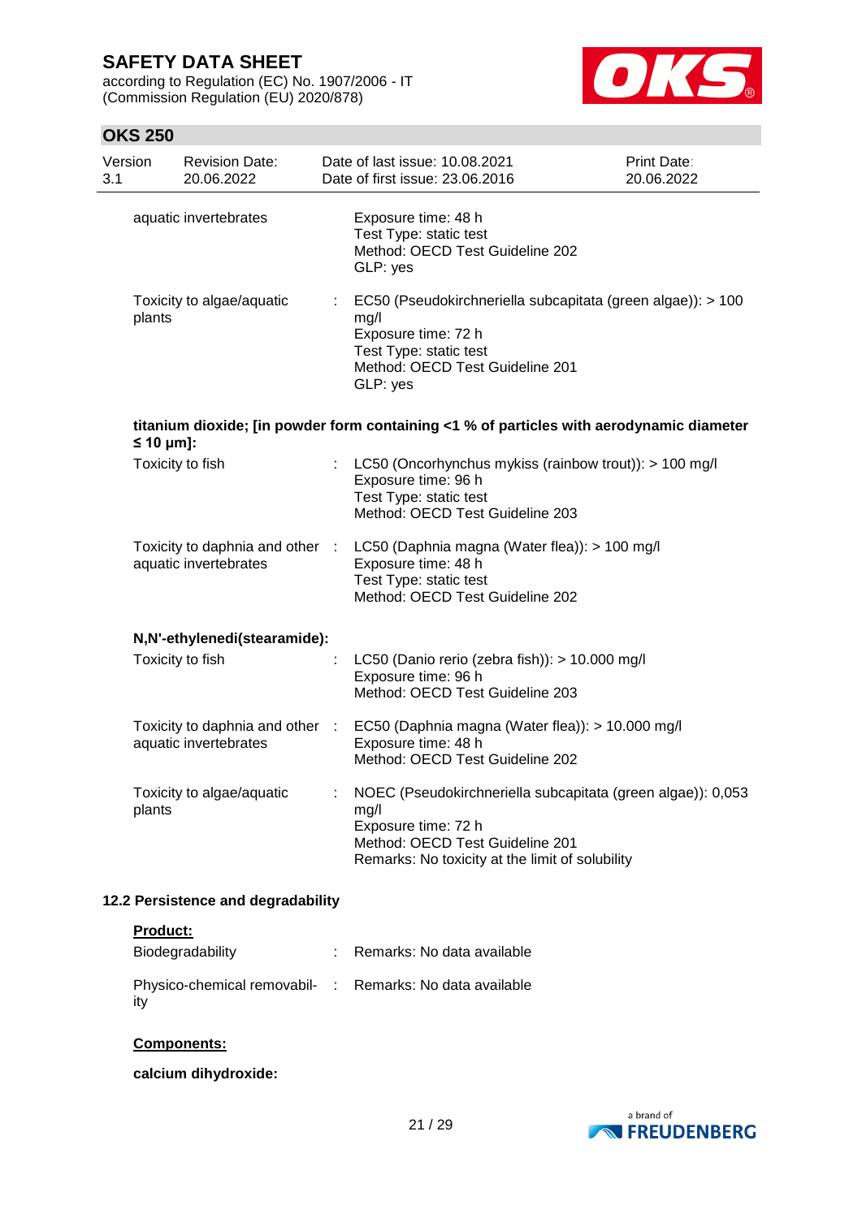| | | |
|---|---|---|
| aquatic invertebrates | | Exposure time: 48 h<br>Test Type: static test<br>Method: OECD Test Guideline 202<br>GLP: yes |
| Toxicity to algae/aquatic plants | : | EC50 (Pseudokirchneriella subcapitata (green algae)): > 100 mg/l<br>Exposure time: 72 h<br>Test Type: static test<br>Method: OECD Test Guideline 201<br>GLP: yes |

**titanium dioxide; [in powder form containing <1 % of particles with aerodynamic diameter ≤ 10 μm]:**

| | | |
|---|---|---|
| Toxicity to fish | : | LC50 (Oncorhynchus mykiss (rainbow trout)): > 100 mg/l<br>Exposure time: 96 h<br>Test Type: static test<br>Method: OECD Test Guideline 203 |
| Toxicity to daphnia and other aquatic invertebrates | : | LC50 (Daphnia magna (Water flea)): > 100 mg/l<br>Exposure time: 48 h<br>Test Type: static test<br>Method: OECD Test Guideline 202 |

**N,N'-ethylenedi(stearamide):**

| | | |
|---|---|---|
| Toxicity to fish | : | LC50 (Danio rerio (zebra fish)): > 10.000 mg/l<br>Exposure time: 96 h<br>Method: OECD Test Guideline 203 |
| Toxicity to daphnia and other aquatic invertebrates | : | EC50 (Daphnia magna (Water flea)): > 10.000 mg/l<br>Exposure time: 48 h<br>Method: OECD Test Guideline 202 |
| Toxicity to algae/aquatic plants | : | NOEC (Pseudokirchneriella subcapitata (green algae)): 0,053 mg/l<br>Exposure time: 72 h<br>Method: OECD Test Guideline 201<br>Remarks: No toxicity at the limit of solubility |

### 12.2 Persistence and degradability

**Product:**

| | | |
|---|---|---|
| Biodegradability | : | Remarks: No data available |
| Physico-chemical removability | : | Remarks: No data available |

**Components:**

**calcium dihydroxide:**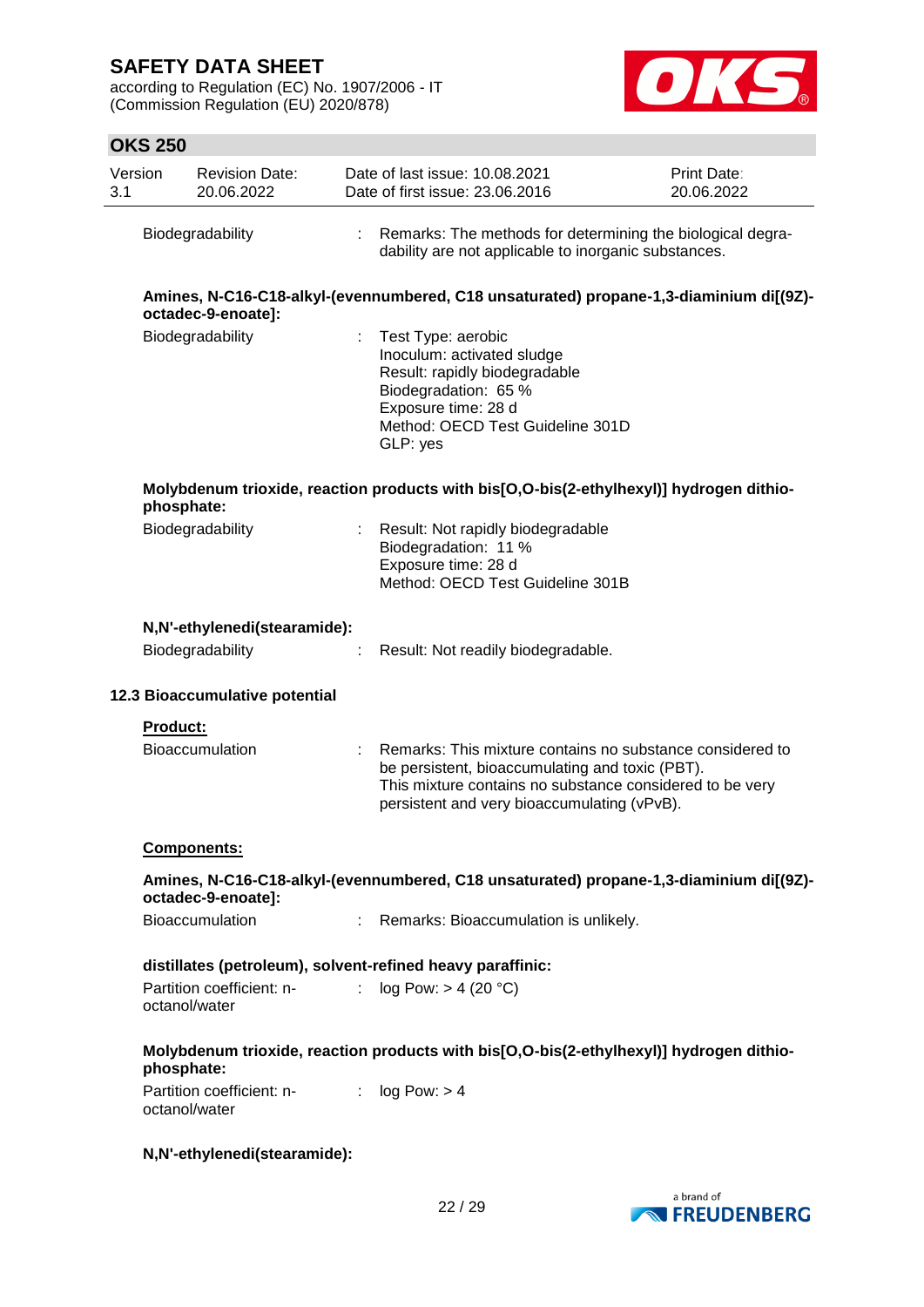Biodegradability : Remarks: The methods for determining the biological degradability are not applicable to inorganic substances.

**Amines, N-C16-C18-alkyl-(evennumbered, C18 unsaturated) propane-1,3-diaminium di[(9Z)-octadec-9-enoate]:**

Biodegradability : Test Type: aerobic
Inoculum: activated sludge
Result: rapidly biodegradable
Biodegradation: 65 %
Exposure time: 28 d
Method: OECD Test Guideline 301D
GLP: yes

**Molybdenum trioxide, reaction products with bis[O,O-bis(2-ethylhexyl)] hydrogen dithiophosphate:**

Biodegradability : Result: Not rapidly biodegradable
Biodegradation: 11 %
Exposure time: 28 d
Method: OECD Test Guideline 301B

**N,N'-ethylenedi(stearamide):**

Biodegradability : Result: Not readily biodegradable.

### 12.3 Bioaccumulative potential

**Product:**

Bioaccumulation : Remarks: This mixture contains no substance considered to be persistent, bioaccumulating and toxic (PBT).
This mixture contains no substance considered to be very persistent and very bioaccumulating (vPvB).

**Components:**

**Amines, N-C16-C18-alkyl-(evennumbered, C18 unsaturated) propane-1,3-diaminium di[(9Z)-octadec-9-enoate]:**

Bioaccumulation : Remarks: Bioaccumulation is unlikely.

**distillates (petroleum), solvent-refined heavy paraffinic:**

Partition coefficient: n-octanol/water : log Pow: > 4 (20 °C)

**Molybdenum trioxide, reaction products with bis[O,O-bis(2-ethylhexyl)] hydrogen dithiophosphate:**

Partition coefficient: n-octanol/water : log Pow: > 4

**N,N'-ethylenedi(stearamide):**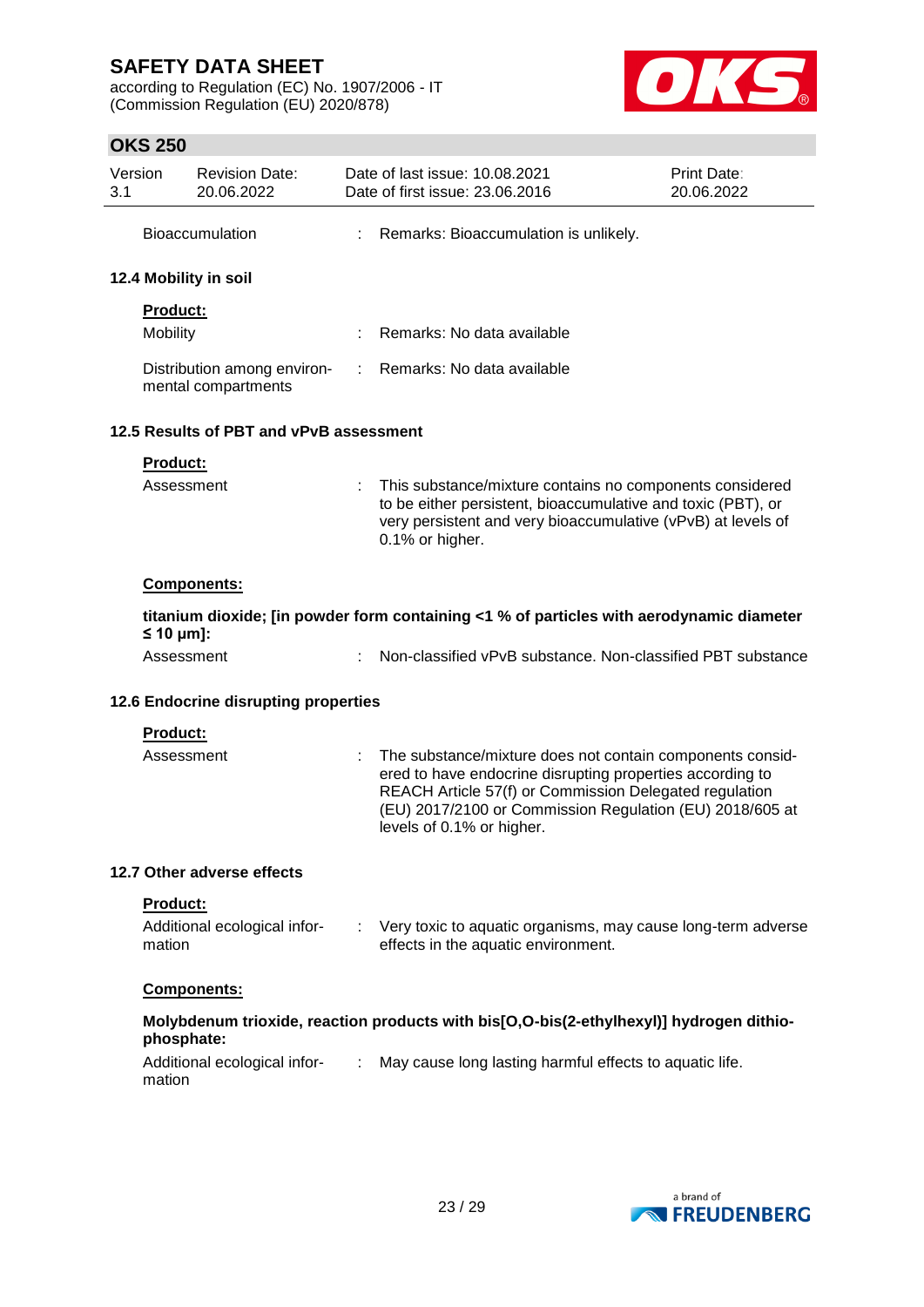Bioaccumulation : Remarks: Bioaccumulation is unlikely.

### 12.4 Mobility in soil

**Product:**

| | |
|---|---|
| Mobility | : Remarks: No data available |
| Distribution among environmental compartments | : Remarks: No data available |

### 12.5 Results of PBT and vPvB assessment

**Product:**

Assessment : This substance/mixture contains no components considered to be either persistent, bioaccumulative and toxic (PBT), or very persistent and very bioaccumulative (vPvB) at levels of 0.1% or higher.

**Components:**

**titanium dioxide; [in powder form containing <1 % of particles with aerodynamic diameter ≤ 10 μm]:**

Assessment : Non-classified vPvB substance. Non-classified PBT substance

### 12.6 Endocrine disrupting properties

**Product:**

Assessment : The substance/mixture does not contain components considered to have endocrine disrupting properties according to REACH Article 57(f) or Commission Delegated regulation (EU) 2017/2100 or Commission Regulation (EU) 2018/605 at levels of 0.1% or higher.

### 12.7 Other adverse effects

**Product:**

Additional ecological information : Very toxic to aquatic organisms, may cause long-term adverse effects in the aquatic environment.

**Components:**

**Molybdenum trioxide, reaction products with bis[O,O-bis(2-ethylhexyl)] hydrogen dithiophosphate:**

Additional ecological information : May cause long lasting harmful effects to aquatic life.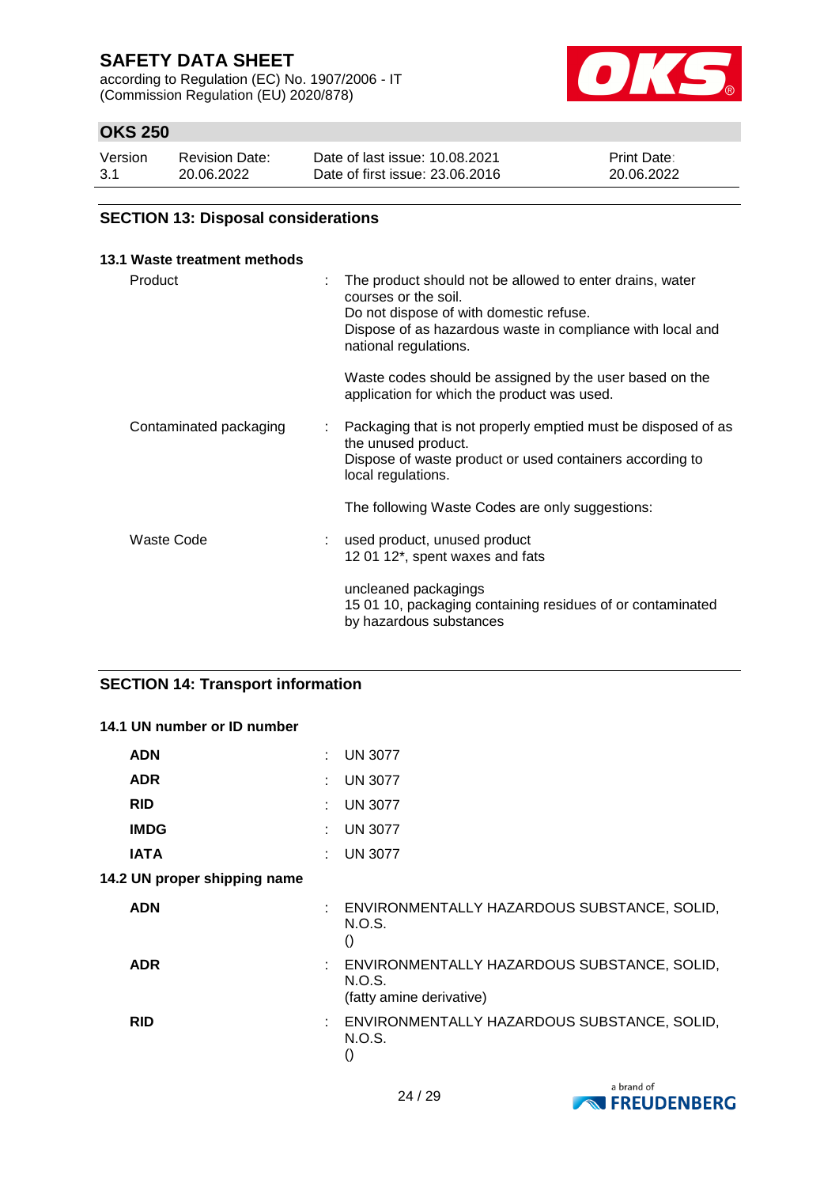## SECTION 13: Disposal considerations

### 13.1 Waste treatment methods

**Product** : The product should not be allowed to enter drains, water courses or the soil.
Do not dispose of with domestic refuse.
Dispose of as hazardous waste in compliance with local and national regulations.

Waste codes should be assigned by the user based on the application for which the product was used.

**Contaminated packaging** : Packaging that is not properly emptied must be disposed of as the unused product.
Dispose of waste product or used containers according to local regulations.

The following Waste Codes are only suggestions:

**Waste Code** : used product, unused product
12 01 12*, spent waxes and fats

uncleaned packagings
15 01 10, packaging containing residues of or contaminated by hazardous substances

## SECTION 14: Transport information

### 14.1 UN number or ID number

| | | |
|---|---|---|
| **ADN** | : | UN 3077 |
| **ADR** | : | UN 3077 |
| **RID** | : | UN 3077 |
| **IMDG** | : | UN 3077 |
| **IATA** | : | UN 3077 |

### 14.2 UN proper shipping name

**ADN** : ENVIRONMENTALLY HAZARDOUS SUBSTANCE, SOLID, N.O.S.
()

**ADR** : ENVIRONMENTALLY HAZARDOUS SUBSTANCE, SOLID, N.O.S.
(fatty amine derivative)

**RID** : ENVIRONMENTALLY HAZARDOUS SUBSTANCE, SOLID, N.O.S.
()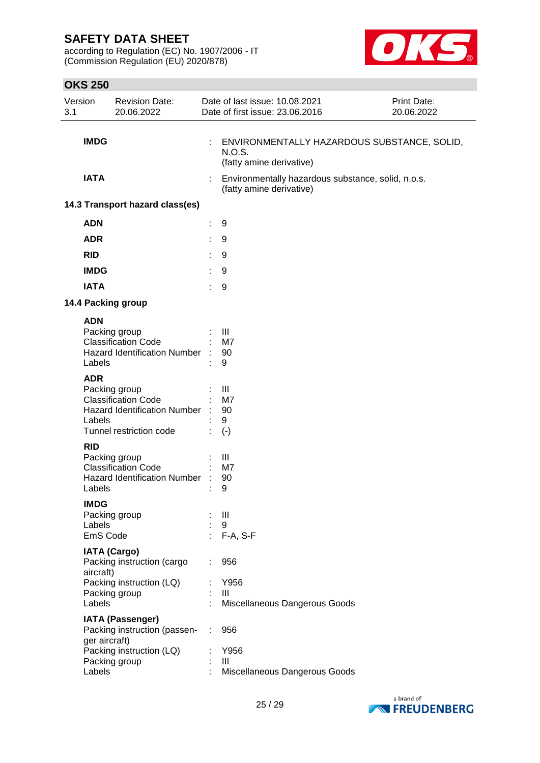**IMDG** : ENVIRONMENTALLY HAZARDOUS SUBSTANCE, SOLID, N.O.S.
(fatty amine derivative)

**IATA** : Environmentally hazardous substance, solid, n.o.s.
(fatty amine derivative)

### 14.3 Transport hazard class(es)

| | | |
|---|---|---|
| **ADN** | : | 9 |
| **ADR** | : | 9 |
| **RID** | : | 9 |
| **IMDG** | : | 9 |
| **IATA** | : | 9 |

### 14.4 Packing group

**ADN**

| | | |
|---|---|---|
| Packing group | : | III |
| Classification Code | : | M7 |
| Hazard Identification Number | : | 90 |
| Labels | : | 9 |

**ADR**

| | | |
|---|---|---|
| Packing group | : | III |
| Classification Code | : | M7 |
| Hazard Identification Number | : | 90 |
| Labels | : | 9 |
| Tunnel restriction code | : | (-) |

**RID**

| | | |
|---|---|---|
| Packing group | : | III |
| Classification Code | : | M7 |
| Hazard Identification Number | : | 90 |
| Labels | : | 9 |

**IMDG**

| | | |
|---|---|---|
| Packing group | : | III |
| Labels | : | 9 |
| EmS Code | : | F-A, S-F |

**IATA (Cargo)**

| | | |
|---|---|---|
| Packing instruction (cargo aircraft) | : | 956 |
| Packing instruction (LQ) | : | Y956 |
| Packing group | : | III |
| Labels | : | Miscellaneous Dangerous Goods |

**IATA (Passenger)**

| | | |
|---|---|---|
| Packing instruction (passenger aircraft) | : | 956 |
| Packing instruction (LQ) | : | Y956 |
| Packing group | : | III |
| Labels | : | Miscellaneous Dangerous Goods |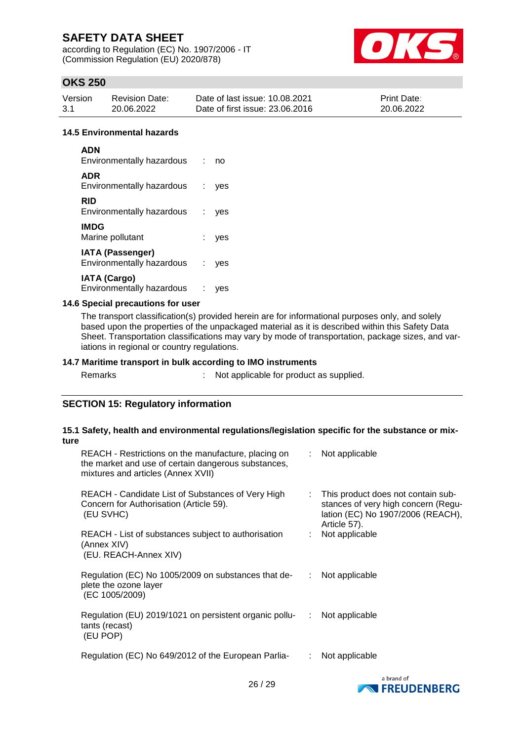#### 14.5 Environmental hazards

**ADN**
Environmentally hazardous : no

**ADR**
Environmentally hazardous : yes

**RID**
Environmentally hazardous : yes

**IMDG**
Marine pollutant : yes

**IATA (Passenger)**
Environmentally hazardous : yes

**IATA (Cargo)**
Environmentally hazardous : yes

#### 14.6 Special precautions for user

The transport classification(s) provided herein are for informational purposes only, and solely based upon the properties of the unpackaged material as it is described within this Safety Data Sheet. Transportation classifications may vary by mode of transportation, package sizes, and variations in regional or country regulations.

#### 14.7 Maritime transport in bulk according to IMO instruments

Remarks : Not applicable for product as supplied.

## SECTION 15: Regulatory information

#### 15.1 Safety, health and environmental regulations/legislation specific for the substance or mixture

| | | |
|---|---|---|
| REACH - Restrictions on the manufacture, placing on the market and use of certain dangerous substances, mixtures and articles (Annex XVII) | : | Not applicable |
| REACH - Candidate List of Substances of Very High Concern for Authorisation (Article 59). (EU SVHC) | : | This product does not contain substances of very high concern (Regulation (EC) No 1907/2006 (REACH), Article 57). |
| REACH - List of substances subject to authorisation (Annex XIV) (EU. REACH-Annex XIV) | : | Not applicable |
| Regulation (EC) No 1005/2009 on substances that deplete the ozone layer (EC 1005/2009) | : | Not applicable |
| Regulation (EU) 2019/1021 on persistent organic pollutants (recast) (EU POP) | : | Not applicable |
| Regulation (EC) No 649/2012 of the European Parlia- | : | Not applicable |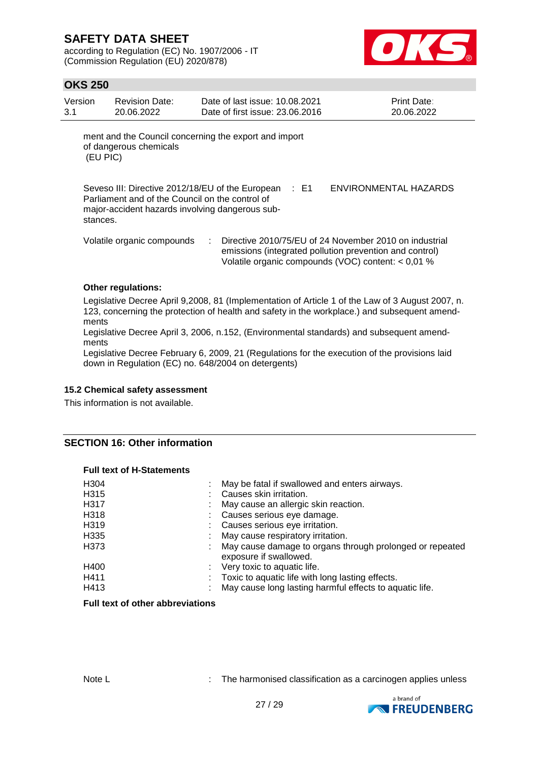ment and the Council concerning the export and import of dangerous chemicals (EU PIC)

Seveso III: Directive 2012/18/EU of the European Parliament and of the Council on the control of major-accident hazards involving dangerous substances. : E1 ENVIRONMENTAL HAZARDS

Volatile organic compounds : Directive 2010/75/EU of 24 November 2010 on industrial emissions (integrated pollution prevention and control)
Volatile organic compounds (VOC) content: < 0,01 %

**Other regulations:**

Legislative Decree April 9,2008, 81 (Implementation of Article 1 of the Law of 3 August 2007, n. 123, concerning the protection of health and safety in the workplace.) and subsequent amendments

Legislative Decree April 3, 2006, n.152, (Environmental standards) and subsequent amendments

Legislative Decree February 6, 2009, 21 (Regulations for the execution of the provisions laid down in Regulation (EC) no. 648/2004 on detergents)

### 15.2 Chemical safety assessment

This information is not available.

## SECTION 16: Other information

**Full text of H-Statements**

| | | |
|---|---|---|
| H304 | : | May be fatal if swallowed and enters airways. |
| H315 | : | Causes skin irritation. |
| H317 | : | May cause an allergic skin reaction. |
| H318 | : | Causes serious eye damage. |
| H319 | : | Causes serious eye irritation. |
| H335 | : | May cause respiratory irritation. |
| H373 | : | May cause damage to organs through prolonged or repeated exposure if swallowed. |
| H400 | : | Very toxic to aquatic life. |
| H411 | : | Toxic to aquatic life with long lasting effects. |
| H413 | : | May cause long lasting harmful effects to aquatic life. |

**Full text of other abbreviations**

Note L : The harmonised classification as a carcinogen applies unless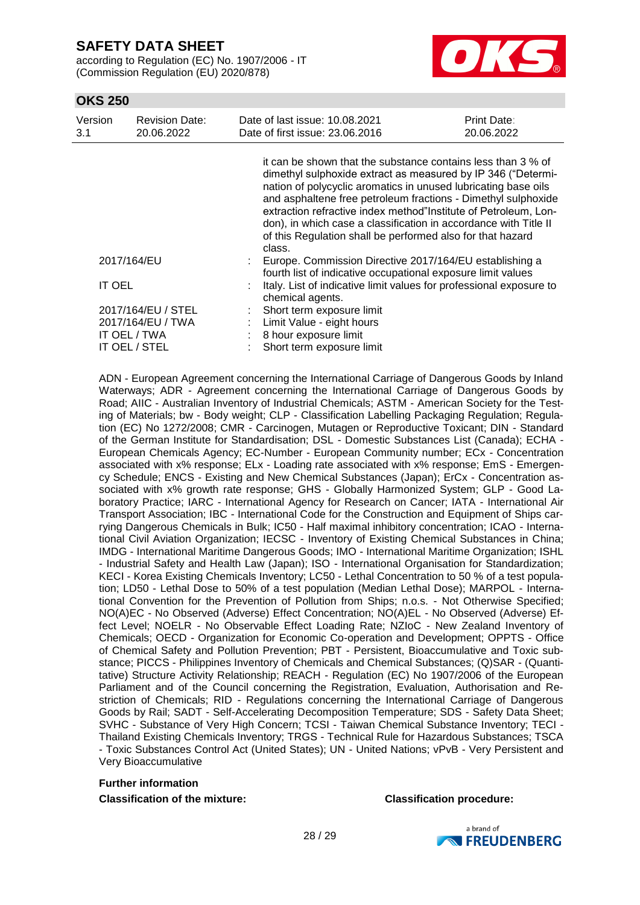it can be shown that the substance contains less than 3 % of dimethyl sulphoxide extract as measured by IP 346 ("Determination of polycyclic aromatics in unused lubricating base oils and asphaltene free petroleum fractions - Dimethyl sulphoxide extraction refractive index method"Institute of Petroleum, London), in which case a classification in accordance with Title II of this Regulation shall be performed also for that hazard class.

| | | |
|---|---|---|
| 2017/164/EU | : | Europe. Commission Directive 2017/164/EU establishing a fourth list of indicative occupational exposure limit values |
| IT OEL | : | Italy. List of indicative limit values for professional exposure to chemical agents. |
| 2017/164/EU / STEL | : | Short term exposure limit |
| 2017/164/EU / TWA | : | Limit Value - eight hours |
| IT OEL / TWA | : | 8 hour exposure limit |
| IT OEL / STEL | : | Short term exposure limit |

ADN - European Agreement concerning the International Carriage of Dangerous Goods by Inland Waterways; ADR - Agreement concerning the International Carriage of Dangerous Goods by Road; AIIC - Australian Inventory of Industrial Chemicals; ASTM - American Society for the Testing of Materials; bw - Body weight; CLP - Classification Labelling Packaging Regulation; Regulation (EC) No 1272/2008; CMR - Carcinogen, Mutagen or Reproductive Toxicant; DIN - Standard of the German Institute for Standardisation; DSL - Domestic Substances List (Canada); ECHA - European Chemicals Agency; EC-Number - European Community number; ECx - Concentration associated with x% response; ELx - Loading rate associated with x% response; EmS - Emergency Schedule; ENCS - Existing and New Chemical Substances (Japan); ErCx - Concentration associated with x% growth rate response; GHS - Globally Harmonized System; GLP - Good Laboratory Practice; IARC - International Agency for Research on Cancer; IATA - International Air Transport Association; IBC - International Code for the Construction and Equipment of Ships carrying Dangerous Chemicals in Bulk; IC50 - Half maximal inhibitory concentration; ICAO - International Civil Aviation Organization; IECSC - Inventory of Existing Chemical Substances in China; IMDG - International Maritime Dangerous Goods; IMO - International Maritime Organization; ISHL - Industrial Safety and Health Law (Japan); ISO - International Organisation for Standardization; KECI - Korea Existing Chemicals Inventory; LC50 - Lethal Concentration to 50 % of a test population; LD50 - Lethal Dose to 50% of a test population (Median Lethal Dose); MARPOL - International Convention for the Prevention of Pollution from Ships; n.o.s. - Not Otherwise Specified; NO(A)EC - No Observed (Adverse) Effect Concentration; NO(A)EL - No Observed (Adverse) Effect Level; NOELR - No Observable Effect Loading Rate; NZIoC - New Zealand Inventory of Chemicals; OECD - Organization for Economic Co-operation and Development; OPPTS - Office of Chemical Safety and Pollution Prevention; PBT - Persistent, Bioaccumulative and Toxic substance; PICCS - Philippines Inventory of Chemicals and Chemical Substances; (Q)SAR - (Quantitative) Structure Activity Relationship; REACH - Regulation (EC) No 1907/2006 of the European Parliament and of the Council concerning the Registration, Evaluation, Authorisation and Restriction of Chemicals; RID - Regulations concerning the International Carriage of Dangerous Goods by Rail; SADT - Self-Accelerating Decomposition Temperature; SDS - Safety Data Sheet; SVHC - Substance of Very High Concern; TCSI - Taiwan Chemical Substance Inventory; TECI - Thailand Existing Chemicals Inventory; TRGS - Technical Rule for Hazardous Substances; TSCA - Toxic Substances Control Act (United States); UN - United Nations; vPvB - Very Persistent and Very Bioaccumulative

**Further information**

**Classification of the mixture:** **Classification procedure:**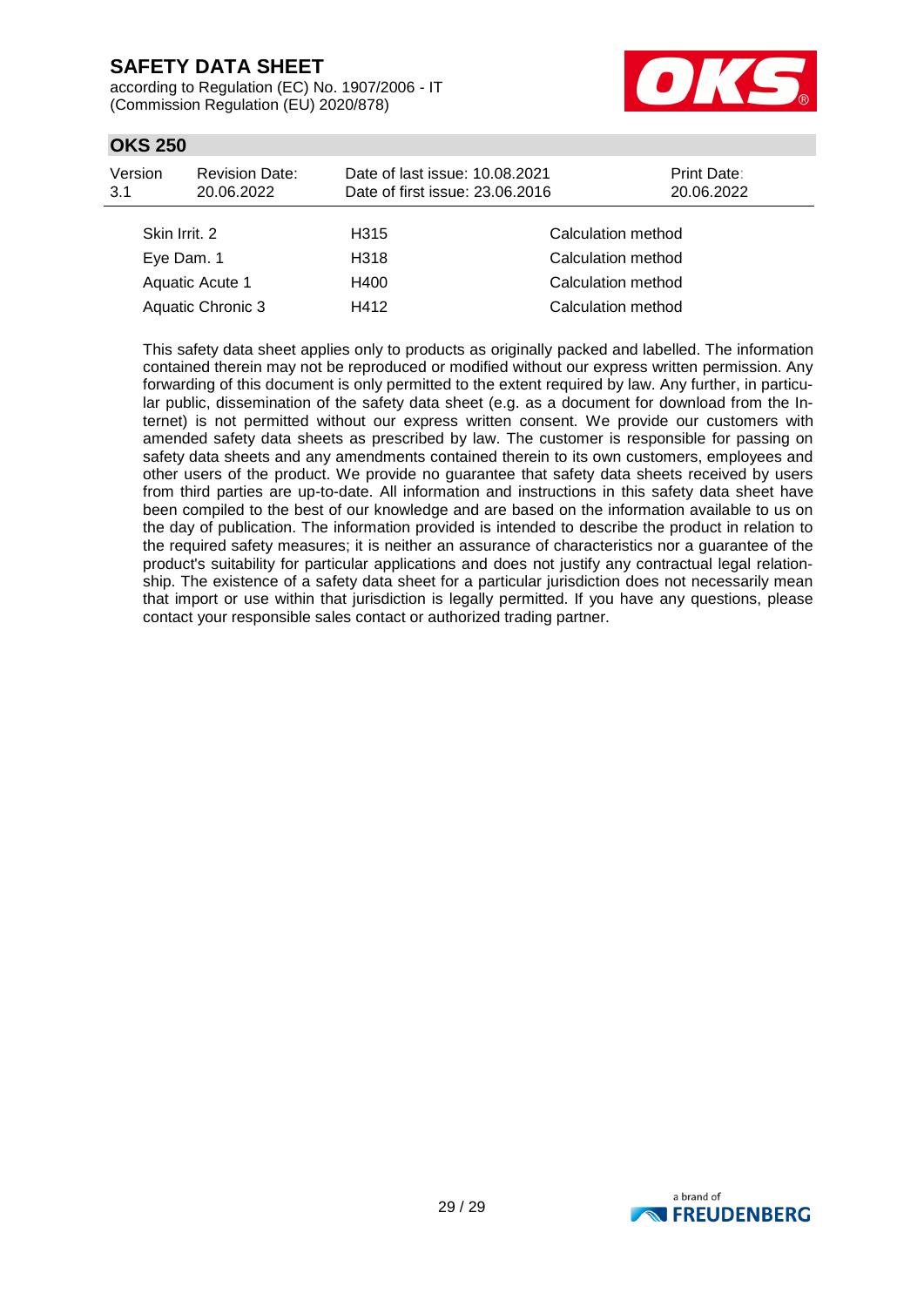| | | |
|---|---|---|
| Skin Irrit. 2 | H315 | Calculation method |
| Eye Dam. 1 | H318 | Calculation method |
| Aquatic Acute 1 | H400 | Calculation method |
| Aquatic Chronic 3 | H412 | Calculation method |

This safety data sheet applies only to products as originally packed and labelled. The information contained therein may not be reproduced or modified without our express written permission. Any forwarding of this document is only permitted to the extent required by law. Any further, in particular public, dissemination of the safety data sheet (e.g. as a document for download from the Internet) is not permitted without our express written consent. We provide our customers with amended safety data sheets as prescribed by law. The customer is responsible for passing on safety data sheets and any amendments contained therein to its own customers, employees and other users of the product. We provide no guarantee that safety data sheets received by users from third parties are up-to-date. All information and instructions in this safety data sheet have been compiled to the best of our knowledge and are based on the information available to us on the day of publication. The information provided is intended to describe the product in relation to the required safety measures; it is neither an assurance of characteristics nor a guarantee of the product's suitability for particular applications and does not justify any contractual legal relationship. The existence of a safety data sheet for a particular jurisdiction does not necessarily mean that import or use within that jurisdiction is legally permitted. If you have any questions, please contact your responsible sales contact or authorized trading partner.